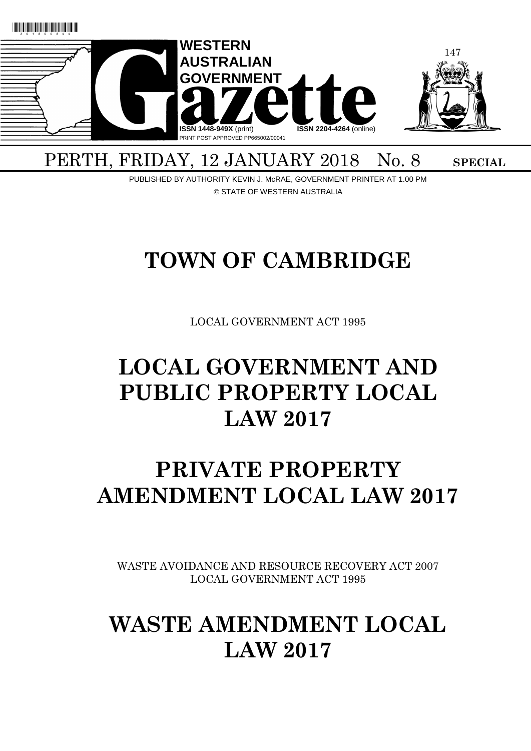# WESTERN AUSTRALIAN GOVERNMENT Gazette

ISSN 1448-949X (print) ISSN 2204-4264 (online)
PRINT POST APPROVED PP665002/00041

PERTH, FRIDAY, 12 JANUARY 2018 No. 8 **SPECIAL**

PUBLISHED BY AUTHORITY KEVIN J. McRAE, GOVERNMENT PRINTER AT 1.00 PM
© STATE OF WESTERN AUSTRALIA

# TOWN OF CAMBRIDGE

LOCAL GOVERNMENT ACT 1995

# LOCAL GOVERNMENT AND PUBLIC PROPERTY LOCAL LAW 2017

# PRIVATE PROPERTY AMENDMENT LOCAL LAW 2017

WASTE AVOIDANCE AND RESOURCE RECOVERY ACT 2007
LOCAL GOVERNMENT ACT 1995

# WASTE AMENDMENT LOCAL LAW 2017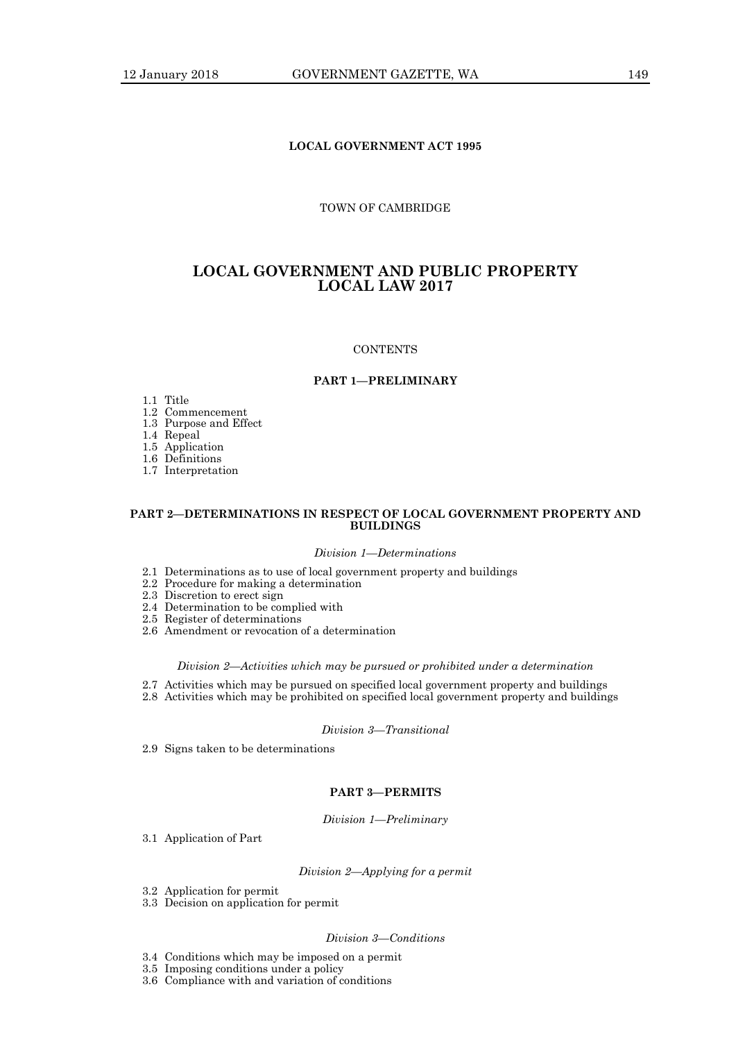**LOCAL GOVERNMENT ACT 1995**

TOWN OF CAMBRIDGE

# LOCAL GOVERNMENT AND PUBLIC PROPERTY LOCAL LAW 2017

CONTENTS

## PART 1—PRELIMINARY

1.1 Title
1.2 Commencement
1.3 Purpose and Effect
1.4 Repeal
1.5 Application
1.6 Definitions
1.7 Interpretation

## PART 2—DETERMINATIONS IN RESPECT OF LOCAL GOVERNMENT PROPERTY AND BUILDINGS

*Division 1—Determinations*

2.1 Determinations as to use of local government property and buildings
2.2 Procedure for making a determination
2.3 Discretion to erect sign
2.4 Determination to be complied with
2.5 Register of determinations
2.6 Amendment or revocation of a determination

*Division 2—Activities which may be pursued or prohibited under a determination*

2.7 Activities which may be pursued on specified local government property and buildings
2.8 Activities which may be prohibited on specified local government property and buildings

*Division 3—Transitional*

2.9 Signs taken to be determinations

## PART 3—PERMITS

*Division 1—Preliminary*

3.1 Application of Part

*Division 2—Applying for a permit*

3.2 Application for permit
3.3 Decision on application for permit

*Division 3—Conditions*

3.4 Conditions which may be imposed on a permit
3.5 Imposing conditions under a policy
3.6 Compliance with and variation of conditions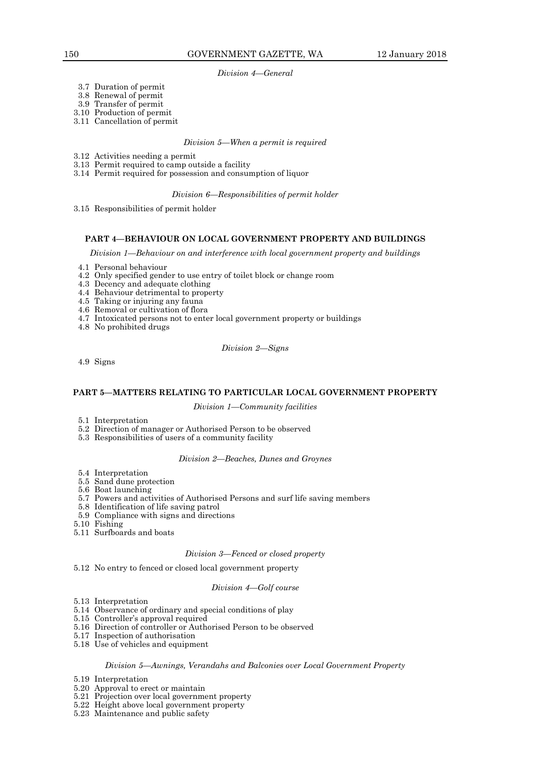*Division 4—General*

3.7 Duration of permit
3.8 Renewal of permit
3.9 Transfer of permit
3.10 Production of permit
3.11 Cancellation of permit

*Division 5—When a permit is required*

3.12 Activities needing a permit
3.13 Permit required to camp outside a facility
3.14 Permit required for possession and consumption of liquor

*Division 6—Responsibilities of permit holder*

3.15 Responsibilities of permit holder

**PART 4—BEHAVIOUR ON LOCAL GOVERNMENT PROPERTY AND BUILDINGS**

*Division 1—Behaviour on and interference with local government property and buildings*

4.1 Personal behaviour
4.2 Only specified gender to use entry of toilet block or change room
4.3 Decency and adequate clothing
4.4 Behaviour detrimental to property
4.5 Taking or injuring any fauna
4.6 Removal or cultivation of flora
4.7 Intoxicated persons not to enter local government property or buildings
4.8 No prohibited drugs

*Division 2—Signs*

4.9 Signs

**PART 5—MATTERS RELATING TO PARTICULAR LOCAL GOVERNMENT PROPERTY**

*Division 1—Community facilities*

5.1 Interpretation
5.2 Direction of manager or Authorised Person to be observed
5.3 Responsibilities of users of a community facility

*Division 2—Beaches, Dunes and Groynes*

5.4 Interpretation
5.5 Sand dune protection
5.6 Boat launching
5.7 Powers and activities of Authorised Persons and surf life saving members
5.8 Identification of life saving patrol
5.9 Compliance with signs and directions
5.10 Fishing
5.11 Surfboards and boats

*Division 3—Fenced or closed property*

5.12 No entry to fenced or closed local government property

*Division 4—Golf course*

5.13 Interpretation
5.14 Observance of ordinary and special conditions of play
5.15 Controller's approval required
5.16 Direction of controller or Authorised Person to be observed
5.17 Inspection of authorisation
5.18 Use of vehicles and equipment

*Division 5—Awnings, Verandahs and Balconies over Local Government Property*

5.19 Interpretation
5.20 Approval to erect or maintain
5.21 Projection over local government property
5.22 Height above local government property
5.23 Maintenance and public safety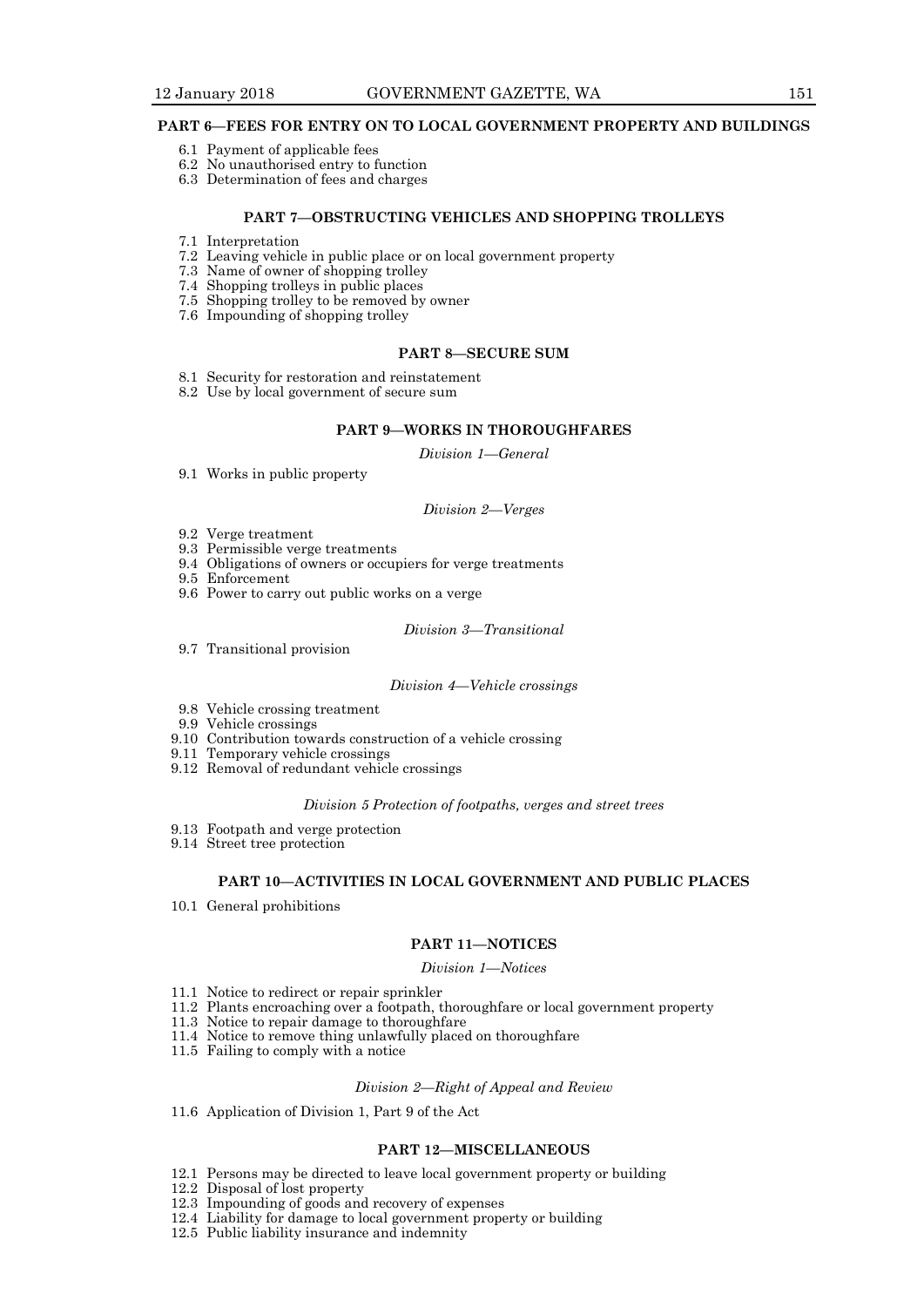## PART 6—FEES FOR ENTRY ON TO LOCAL GOVERNMENT PROPERTY AND BUILDINGS

6.1 Payment of applicable fees
6.2 No unauthorised entry to function
6.3 Determination of fees and charges

## PART 7—OBSTRUCTING VEHICLES AND SHOPPING TROLLEYS

7.1 Interpretation
7.2 Leaving vehicle in public place or on local government property
7.3 Name of owner of shopping trolley
7.4 Shopping trolleys in public places
7.5 Shopping trolley to be removed by owner
7.6 Impounding of shopping trolley

## PART 8—SECURE SUM

8.1 Security for restoration and reinstatement
8.2 Use by local government of secure sum

## PART 9—WORKS IN THOROUGHFARES

### *Division 1—General*

9.1 Works in public property

### *Division 2—Verges*

9.2 Verge treatment
9.3 Permissible verge treatments
9.4 Obligations of owners or occupiers for verge treatments
9.5 Enforcement
9.6 Power to carry out public works on a verge

### *Division 3—Transitional*

9.7 Transitional provision

### *Division 4—Vehicle crossings*

9.8 Vehicle crossing treatment
9.9 Vehicle crossings
9.10 Contribution towards construction of a vehicle crossing
9.11 Temporary vehicle crossings
9.12 Removal of redundant vehicle crossings

### *Division 5 Protection of footpaths, verges and street trees*

9.13 Footpath and verge protection
9.14 Street tree protection

## PART 10—ACTIVITIES IN LOCAL GOVERNMENT AND PUBLIC PLACES

10.1 General prohibitions

## PART 11—NOTICES

### *Division 1—Notices*

11.1 Notice to redirect or repair sprinkler
11.2 Plants encroaching over a footpath, thoroughfare or local government property
11.3 Notice to repair damage to thoroughfare
11.4 Notice to remove thing unlawfully placed on thoroughfare
11.5 Failing to comply with a notice

### *Division 2—Right of Appeal and Review*

11.6 Application of Division 1, Part 9 of the Act

## PART 12—MISCELLANEOUS

12.1 Persons may be directed to leave local government property or building
12.2 Disposal of lost property
12.3 Impounding of goods and recovery of expenses
12.4 Liability for damage to local government property or building
12.5 Public liability insurance and indemnity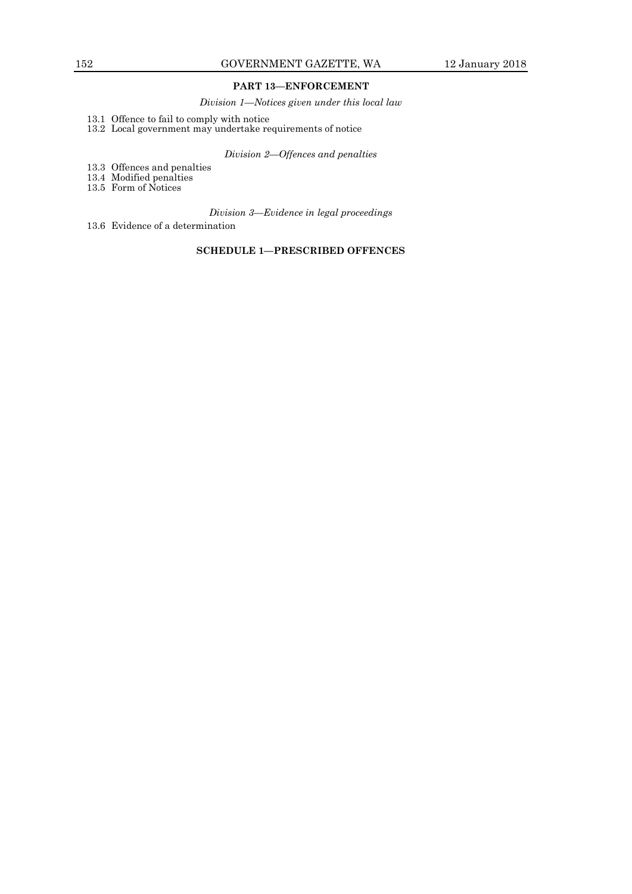**PART 13—ENFORCEMENT**

*Division 1—Notices given under this local law*

13.1 Offence to fail to comply with notice
13.2 Local government may undertake requirements of notice

*Division 2—Offences and penalties*

13.3 Offences and penalties
13.4 Modified penalties
13.5 Form of Notices

*Division 3—Evidence in legal proceedings*

13.6 Evidence of a determination

**SCHEDULE 1—PRESCRIBED OFFENCES**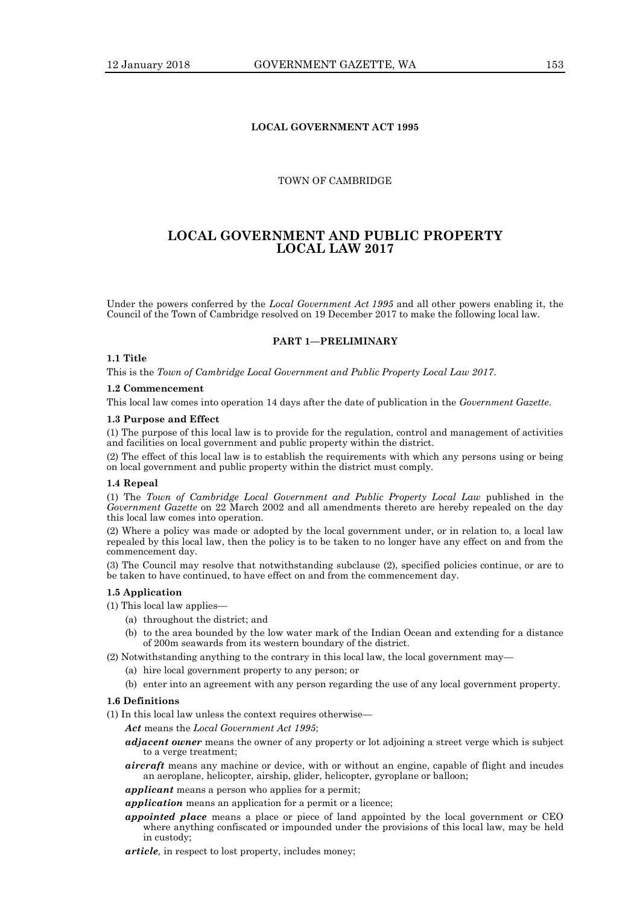**LOCAL GOVERNMENT ACT 1995**

TOWN OF CAMBRIDGE

# LOCAL GOVERNMENT AND PUBLIC PROPERTY LOCAL LAW 2017

Under the powers conferred by the *Local Government Act 1995* and all other powers enabling it, the Council of the Town of Cambridge resolved on 19 December 2017 to make the following local law.

## PART 1—PRELIMINARY

### 1.1 Title

This is the *Town of Cambridge Local Government and Public Property Local Law 2017*.

### 1.2 Commencement

This local law comes into operation 14 days after the date of publication in the *Government Gazette*.

### 1.3 Purpose and Effect

(1) The purpose of this local law is to provide for the regulation, control and management of activities and facilities on local government and public property within the district.

(2) The effect of this local law is to establish the requirements with which any persons using or being on local government and public property within the district must comply.

### 1.4 Repeal

(1) The *Town of Cambridge Local Government and Public Property Local Law* published in the *Government Gazette* on 22 March 2002 and all amendments thereto are hereby repealed on the day this local law comes into operation.

(2) Where a policy was made or adopted by the local government under, or in relation to, a local law repealed by this local law, then the policy is to be taken to no longer have any effect on and from the commencement day.

(3) The Council may resolve that notwithstanding subclause (2), specified policies continue, or are to be taken to have continued, to have effect on and from the commencement day.

### 1.5 Application

(1) This local law applies—

- (a) throughout the district; and
- (b) to the area bounded by the low water mark of the Indian Ocean and extending for a distance of 200m seawards from its western boundary of the district.

(2) Notwithstanding anything to the contrary in this local law, the local government may—

- (a) hire local government property to any person; or
- (b) enter into an agreement with any person regarding the use of any local government property.

### 1.6 Definitions

(1) In this local law unless the context requires otherwise—

***Act*** means the *Local Government Act 1995*;

***adjacent owner*** means the owner of any property or lot adjoining a street verge which is subject to a verge treatment;

***aircraft*** means any machine or device, with or without an engine, capable of flight and incudes an aeroplane, helicopter, airship, glider, helicopter, gyroplane or balloon;

***applicant*** means a person who applies for a permit;

***application*** means an application for a permit or a licence;

***appointed place*** means a place or piece of land appointed by the local government or CEO where anything confiscated or impounded under the provisions of this local law, may be held in custody;

***article,*** in respect to lost property, includes money;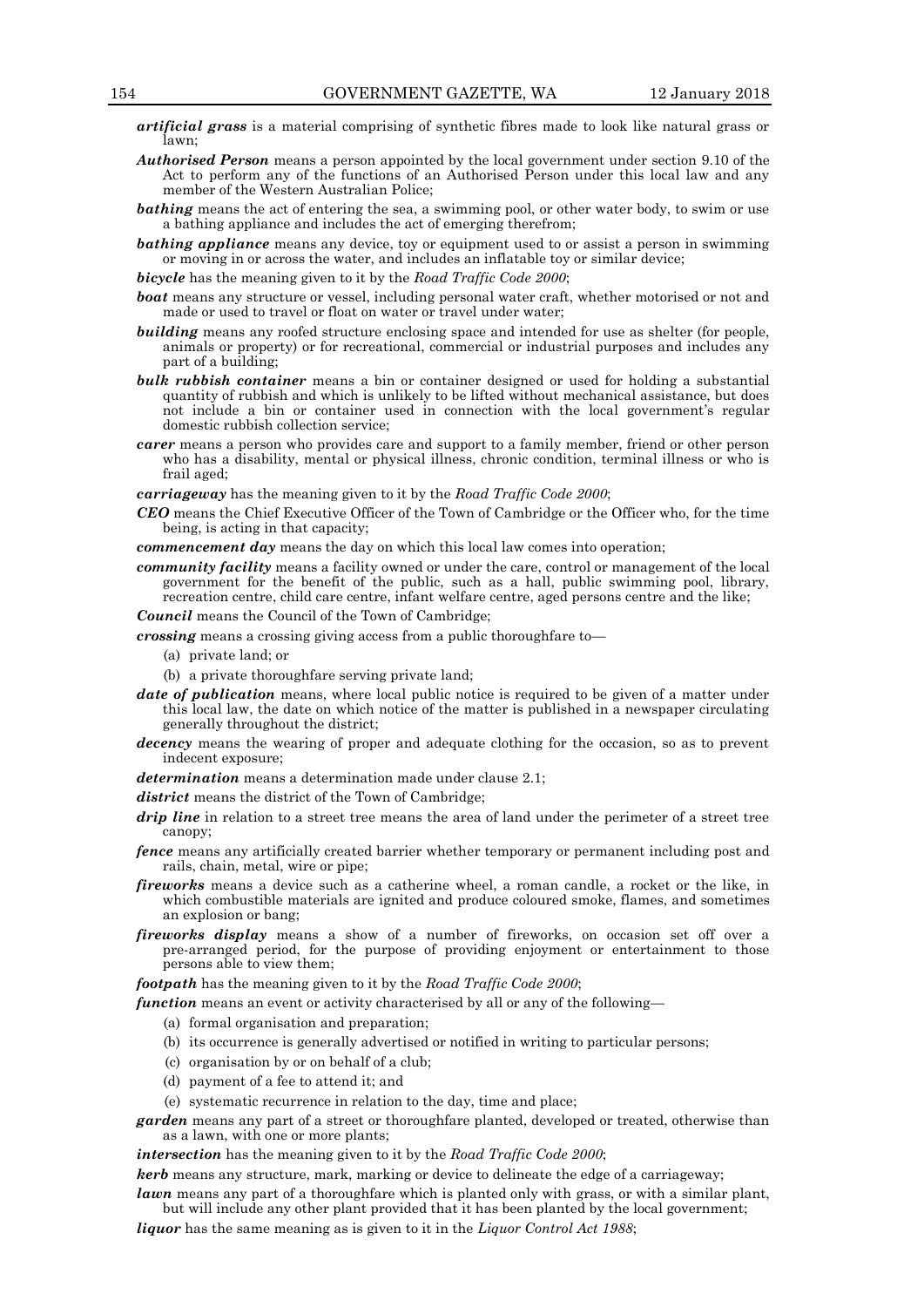***artificial grass*** is a material comprising of synthetic fibres made to look like natural grass or lawn;

***Authorised Person*** means a person appointed by the local government under section 9.10 of the Act to perform any of the functions of an Authorised Person under this local law and any member of the Western Australian Police;

***bathing*** means the act of entering the sea, a swimming pool, or other water body, to swim or use a bathing appliance and includes the act of emerging therefrom;

***bathing appliance*** means any device, toy or equipment used to or assist a person in swimming or moving in or across the water, and includes an inflatable toy or similar device;

***bicycle*** has the meaning given to it by the *Road Traffic Code 2000*;

***boat*** means any structure or vessel, including personal water craft, whether motorised or not and made or used to travel or float on water or travel under water;

***building*** means any roofed structure enclosing space and intended for use as shelter (for people, animals or property) or for recreational, commercial or industrial purposes and includes any part of a building;

***bulk rubbish container*** means a bin or container designed or used for holding a substantial quantity of rubbish and which is unlikely to be lifted without mechanical assistance, but does not include a bin or container used in connection with the local government's regular domestic rubbish collection service;

***carer*** means a person who provides care and support to a family member, friend or other person who has a disability, mental or physical illness, chronic condition, terminal illness or who is frail aged;

***carriageway*** has the meaning given to it by the *Road Traffic Code 2000*;

***CEO*** means the Chief Executive Officer of the Town of Cambridge or the Officer who, for the time being, is acting in that capacity;

***commencement day*** means the day on which this local law comes into operation;

***community facility*** means a facility owned or under the care, control or management of the local government for the benefit of the public, such as a hall, public swimming pool, library, recreation centre, child care centre, infant welfare centre, aged persons centre and the like;

***Council*** means the Council of the Town of Cambridge;

***crossing*** means a crossing giving access from a public thoroughfare to—

(a) private land; or

(b) a private thoroughfare serving private land;

***date of publication*** means, where local public notice is required to be given of a matter under this local law, the date on which notice of the matter is published in a newspaper circulating generally throughout the district;

***decency*** means the wearing of proper and adequate clothing for the occasion, so as to prevent indecent exposure;

***determination*** means a determination made under clause 2.1;

***district*** means the district of the Town of Cambridge;

***drip line*** in relation to a street tree means the area of land under the perimeter of a street tree canopy;

***fence*** means any artificially created barrier whether temporary or permanent including post and rails, chain, metal, wire or pipe;

***fireworks*** means a device such as a catherine wheel, a roman candle, a rocket or the like, in which combustible materials are ignited and produce coloured smoke, flames, and sometimes an explosion or bang;

***fireworks display*** means a show of a number of fireworks, on occasion set off over a pre-arranged period, for the purpose of providing enjoyment or entertainment to those persons able to view them;

***footpath*** has the meaning given to it by the *Road Traffic Code 2000*;

***function*** means an event or activity characterised by all or any of the following—

(a) formal organisation and preparation;

(b) its occurrence is generally advertised or notified in writing to particular persons;

(c) organisation by or on behalf of a club;

(d) payment of a fee to attend it; and

(e) systematic recurrence in relation to the day, time and place;

***garden*** means any part of a street or thoroughfare planted, developed or treated, otherwise than as a lawn, with one or more plants;

***intersection*** has the meaning given to it by the *Road Traffic Code 2000*;

***kerb*** means any structure, mark, marking or device to delineate the edge of a carriageway;

***lawn*** means any part of a thoroughfare which is planted only with grass, or with a similar plant, but will include any other plant provided that it has been planted by the local government;

***liquor*** has the same meaning as is given to it in the *Liquor Control Act 1988*;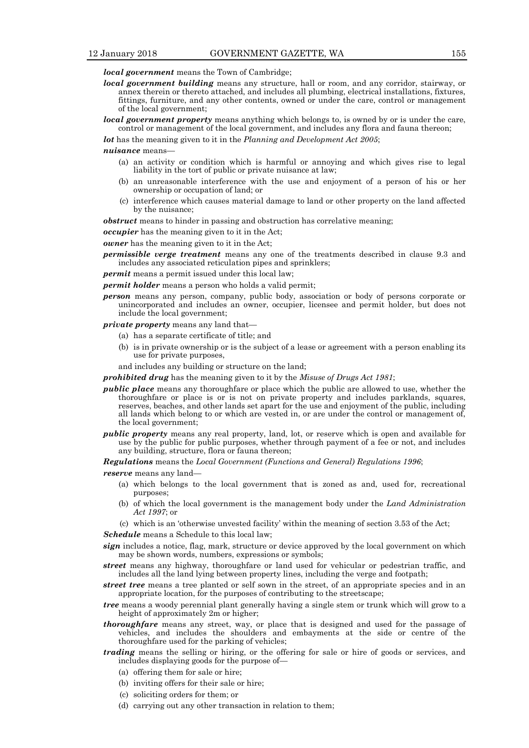***local government*** means the Town of Cambridge;

***local government building*** means any structure, hall or room, and any corridor, stairway, or annex therein or thereto attached, and includes all plumbing, electrical installations, fixtures, fittings, furniture, and any other contents, owned or under the care, control or management of the local government;

***local government property*** means anything which belongs to, is owned by or is under the care, control or management of the local government, and includes any flora and fauna thereon;

***lot*** has the meaning given to it in the *Planning and Development Act 2005*;

***nuisance*** means—

(a) an activity or condition which is harmful or annoying and which gives rise to legal liability in the tort of public or private nuisance at law;

(b) an unreasonable interference with the use and enjoyment of a person of his or her ownership or occupation of land; or

(c) interference which causes material damage to land or other property on the land affected by the nuisance;

***obstruct*** means to hinder in passing and obstruction has correlative meaning;

***occupier*** has the meaning given to it in the Act;

***owner*** has the meaning given to it in the Act;

***permissible verge treatment*** means any one of the treatments described in clause 9.3 and includes any associated reticulation pipes and sprinklers;

***permit*** means a permit issued under this local law;

***permit holder*** means a person who holds a valid permit;

***person*** means any person, company, public body, association or body of persons corporate or unincorporated and includes an owner, occupier, licensee and permit holder, but does not include the local government;

***private property*** means any land that—

(a) has a separate certificate of title; and

(b) is in private ownership or is the subject of a lease or agreement with a person enabling its use for private purposes,

and includes any building or structure on the land;

***prohibited drug*** has the meaning given to it by the *Misuse of Drugs Act 1981*;

***public place*** means any thoroughfare or place which the public are allowed to use, whether the thoroughfare or place is or is not on private property and includes parklands, squares, reserves, beaches, and other lands set apart for the use and enjoyment of the public, including all lands which belong to or which are vested in, or are under the control or management of, the local government;

***public property*** means any real property, land, lot, or reserve which is open and available for use by the public for public purposes, whether through payment of a fee or not, and includes any building, structure, flora or fauna thereon;

***Regulations*** means the *Local Government (Functions and General) Regulations 1996*;

***reserve*** means any land—

(a) which belongs to the local government that is zoned as and, used for, recreational purposes;

(b) of which the local government is the management body under the *Land Administration Act 1997*; or

(c) which is an 'otherwise unvested facility' within the meaning of section 3.53 of the Act;

***Schedule*** means a Schedule to this local law;

***sign*** includes a notice, flag, mark, structure or device approved by the local government on which may be shown words, numbers, expressions or symbols;

***street*** means any highway, thoroughfare or land used for vehicular or pedestrian traffic, and includes all the land lying between property lines, including the verge and footpath;

***street tree*** means a tree planted or self sown in the street, of an appropriate species and in an appropriate location, for the purposes of contributing to the streetscape;

***tree*** means a woody perennial plant generally having a single stem or trunk which will grow to a height of approximately 2m or higher;

***thoroughfare*** means any street, way, or place that is designed and used for the passage of vehicles, and includes the shoulders and embayments at the side or centre of the thoroughfare used for the parking of vehicles;

***trading*** means the selling or hiring, or the offering for sale or hire of goods or services, and includes displaying goods for the purpose of—

(a) offering them for sale or hire;

(b) inviting offers for their sale or hire;

(c) soliciting orders for them; or

(d) carrying out any other transaction in relation to them;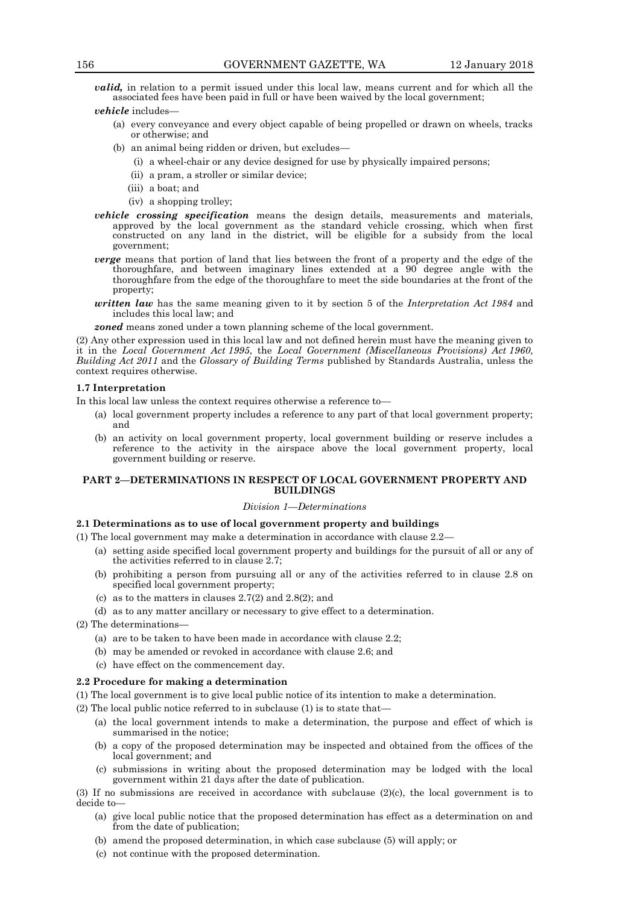***valid,*** in relation to a permit issued under this local law, means current and for which all the associated fees have been paid in full or have been waived by the local government;

***vehicle*** includes—

(a) every conveyance and every object capable of being propelled or drawn on wheels, tracks or otherwise; and

(b) an animal being ridden or driven, but excludes—

(i) a wheel-chair or any device designed for use by physically impaired persons;

(ii) a pram, a stroller or similar device;

(iii) a boat; and

(iv) a shopping trolley;

***vehicle crossing specification*** means the design details, measurements and materials, approved by the local government as the standard vehicle crossing, which when first constructed on any land in the district, will be eligible for a subsidy from the local government;

***verge*** means that portion of land that lies between the front of a property and the edge of the thoroughfare, and between imaginary lines extended at a 90 degree angle with the thoroughfare from the edge of the thoroughfare to meet the side boundaries at the front of the property;

***written law*** has the same meaning given to it by section 5 of the *Interpretation Act 1984* and includes this local law; and

***zoned*** means zoned under a town planning scheme of the local government.

(2) Any other expression used in this local law and not defined herein must have the meaning given to it in the *Local Government Act 1995*, the *Local Government (Miscellaneous Provisions) Act 1960, Building Act 2011* and the *Glossary of Building Terms* published by Standards Australia, unless the context requires otherwise.

### 1.7 Interpretation

In this local law unless the context requires otherwise a reference to—

(a) local government property includes a reference to any part of that local government property; and

(b) an activity on local government property, local government building or reserve includes a reference to the activity in the airspace above the local government property, local government building or reserve.

## PART 2—DETERMINATIONS IN RESPECT OF LOCAL GOVERNMENT PROPERTY AND BUILDINGS

*Division 1—Determinations*

### 2.1 Determinations as to use of local government property and buildings

(1) The local government may make a determination in accordance with clause 2.2—

(a) setting aside specified local government property and buildings for the pursuit of all or any of the activities referred to in clause 2.7;

(b) prohibiting a person from pursuing all or any of the activities referred to in clause 2.8 on specified local government property;

(c) as to the matters in clauses 2.7(2) and 2.8(2); and

(d) as to any matter ancillary or necessary to give effect to a determination.

(2) The determinations—

(a) are to be taken to have been made in accordance with clause 2.2;

(b) may be amended or revoked in accordance with clause 2.6; and

(c) have effect on the commencement day.

### 2.2 Procedure for making a determination

(1) The local government is to give local public notice of its intention to make a determination.

(2) The local public notice referred to in subclause (1) is to state that—

(a) the local government intends to make a determination, the purpose and effect of which is summarised in the notice;

(b) a copy of the proposed determination may be inspected and obtained from the offices of the local government; and

(c) submissions in writing about the proposed determination may be lodged with the local government within 21 days after the date of publication.

(3) If no submissions are received in accordance with subclause (2)(c), the local government is to decide to—

(a) give local public notice that the proposed determination has effect as a determination on and from the date of publication;

(b) amend the proposed determination, in which case subclause (5) will apply; or

(c) not continue with the proposed determination.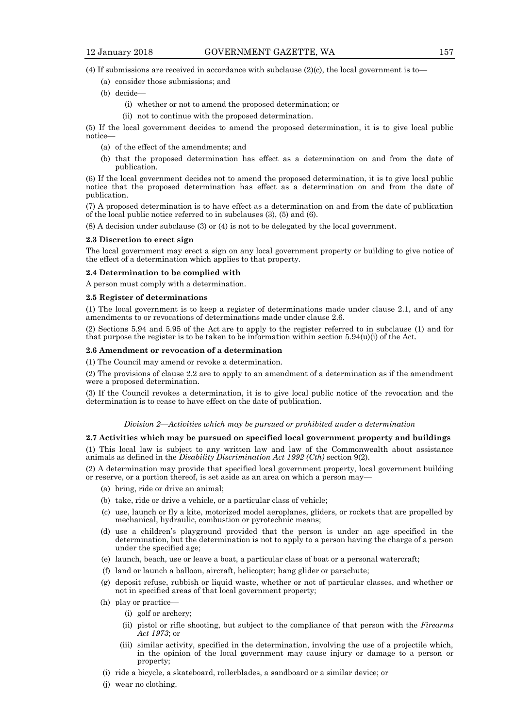(4) If submissions are received in accordance with subclause (2)(c), the local government is to—

- (a) consider those submissions; and
- (b) decide—
  - (i) whether or not to amend the proposed determination; or
  - (ii) not to continue with the proposed determination.

(5) If the local government decides to amend the proposed determination, it is to give local public notice—

- (a) of the effect of the amendments; and
- (b) that the proposed determination has effect as a determination on and from the date of publication.

(6) If the local government decides not to amend the proposed determination, it is to give local public notice that the proposed determination has effect as a determination on and from the date of publication.

(7) A proposed determination is to have effect as a determination on and from the date of publication of the local public notice referred to in subclauses (3), (5) and (6).

(8) A decision under subclause (3) or (4) is not to be delegated by the local government.

**2.3 Discretion to erect sign**

The local government may erect a sign on any local government property or building to give notice of the effect of a determination which applies to that property.

**2.4 Determination to be complied with**

A person must comply with a determination.

**2.5 Register of determinations**

(1) The local government is to keep a register of determinations made under clause 2.1, and of any amendments to or revocations of determinations made under clause 2.6.

(2) Sections 5.94 and 5.95 of the Act are to apply to the register referred to in subclause (1) and for that purpose the register is to be taken to be information within section 5.94(u)(i) of the Act.

**2.6 Amendment or revocation of a determination**

(1) The Council may amend or revoke a determination.

(2) The provisions of clause 2.2 are to apply to an amendment of a determination as if the amendment were a proposed determination.

(3) If the Council revokes a determination, it is to give local public notice of the revocation and the determination is to cease to have effect on the date of publication.

*Division 2—Activities which may be pursued or prohibited under a determination*

**2.7 Activities which may be pursued on specified local government property and buildings**

(1) This local law is subject to any written law and law of the Commonwealth about assistance animals as defined in the *Disability Discrimination Act 1992 (Cth)* section 9(2).

(2) A determination may provide that specified local government property, local government building or reserve, or a portion thereof, is set aside as an area on which a person may—

- (a) bring, ride or drive an animal;
- (b) take, ride or drive a vehicle, or a particular class of vehicle;
- (c) use, launch or fly a kite, motorized model aeroplanes, gliders, or rockets that are propelled by mechanical, hydraulic, combustion or pyrotechnic means;
- (d) use a children's playground provided that the person is under an age specified in the determination, but the determination is not to apply to a person having the charge of a person under the specified age;
- (e) launch, beach, use or leave a boat, a particular class of boat or a personal watercraft;
- (f) land or launch a balloon, aircraft, helicopter; hang glider or parachute;
- (g) deposit refuse, rubbish or liquid waste, whether or not of particular classes, and whether or not in specified areas of that local government property;
- (h) play or practice—
  - (i) golf or archery;
  - (ii) pistol or rifle shooting, but subject to the compliance of that person with the *Firearms Act 1973*; or
  - (iii) similar activity, specified in the determination, involving the use of a projectile which, in the opinion of the local government may cause injury or damage to a person or property;
- (i) ride a bicycle, a skateboard, rollerblades, a sandboard or a similar device; or
- (j) wear no clothing.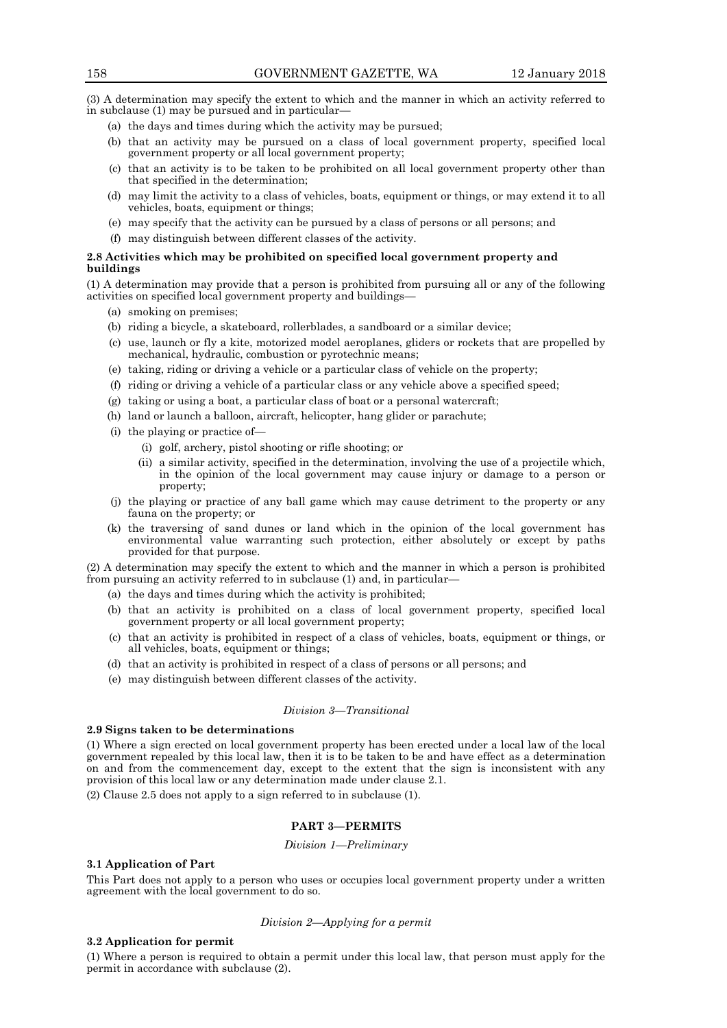(3) A determination may specify the extent to which and the manner in which an activity referred to in subclause (1) may be pursued and in particular—

- (a) the days and times during which the activity may be pursued;
- (b) that an activity may be pursued on a class of local government property, specified local government property or all local government property;
- (c) that an activity is to be taken to be prohibited on all local government property other than that specified in the determination;
- (d) may limit the activity to a class of vehicles, boats, equipment or things, or may extend it to all vehicles, boats, equipment or things;
- (e) may specify that the activity can be pursued by a class of persons or all persons; and
- (f) may distinguish between different classes of the activity.

**2.8 Activities which may be prohibited on specified local government property and buildings**

(1) A determination may provide that a person is prohibited from pursuing all or any of the following activities on specified local government property and buildings—

- (a) smoking on premises;
- (b) riding a bicycle, a skateboard, rollerblades, a sandboard or a similar device;
- (c) use, launch or fly a kite, motorized model aeroplanes, gliders or rockets that are propelled by mechanical, hydraulic, combustion or pyrotechnic means;
- (e) taking, riding or driving a vehicle or a particular class of vehicle on the property;
- (f) riding or driving a vehicle of a particular class or any vehicle above a specified speed;
- (g) taking or using a boat, a particular class of boat or a personal watercraft;
- (h) land or launch a balloon, aircraft, helicopter, hang glider or parachute;
- (i) the playing or practice of—
  - (i) golf, archery, pistol shooting or rifle shooting; or
  - (ii) a similar activity, specified in the determination, involving the use of a projectile which, in the opinion of the local government may cause injury or damage to a person or property;
- (j) the playing or practice of any ball game which may cause detriment to the property or any fauna on the property; or
- (k) the traversing of sand dunes or land which in the opinion of the local government has environmental value warranting such protection, either absolutely or except by paths provided for that purpose.

(2) A determination may specify the extent to which and the manner in which a person is prohibited from pursuing an activity referred to in subclause (1) and, in particular—

- (a) the days and times during which the activity is prohibited;
- (b) that an activity is prohibited on a class of local government property, specified local government property or all local government property;
- (c) that an activity is prohibited in respect of a class of vehicles, boats, equipment or things, or all vehicles, boats, equipment or things;
- (d) that an activity is prohibited in respect of a class of persons or all persons; and
- (e) may distinguish between different classes of the activity.

*Division 3—Transitional*

**2.9 Signs taken to be determinations**

(1) Where a sign erected on local government property has been erected under a local law of the local government repealed by this local law, then it is to be taken to be and have effect as a determination on and from the commencement day, except to the extent that the sign is inconsistent with any provision of this local law or any determination made under clause 2.1.

(2) Clause 2.5 does not apply to a sign referred to in subclause (1).

## PART 3—PERMITS

*Division 1—Preliminary*

**3.1 Application of Part**

This Part does not apply to a person who uses or occupies local government property under a written agreement with the local government to do so.

*Division 2—Applying for a permit*

**3.2 Application for permit**

(1) Where a person is required to obtain a permit under this local law, that person must apply for the permit in accordance with subclause (2).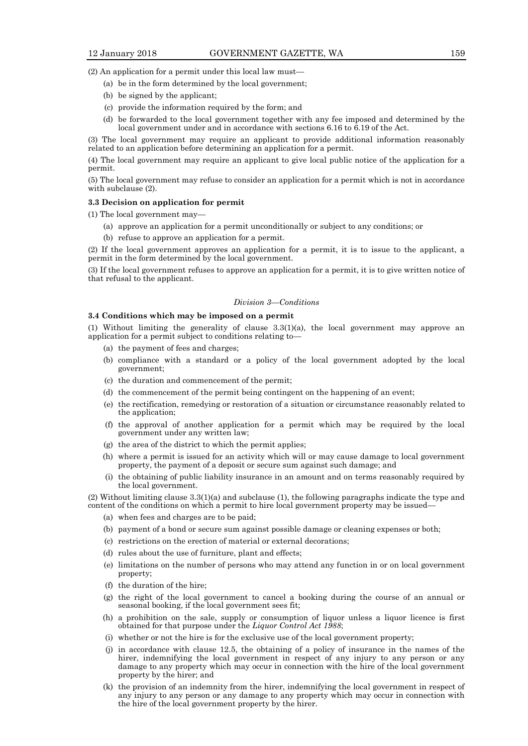(2) An application for a permit under this local law must—

(a) be in the form determined by the local government;

(b) be signed by the applicant;

(c) provide the information required by the form; and

(d) be forwarded to the local government together with any fee imposed and determined by the local government under and in accordance with sections 6.16 to 6.19 of the Act.

(3) The local government may require an applicant to provide additional information reasonably related to an application before determining an application for a permit.

(4) The local government may require an applicant to give local public notice of the application for a permit.

(5) The local government may refuse to consider an application for a permit which is not in accordance with subclause (2).

**3.3 Decision on application for permit**

(1) The local government may—

(a) approve an application for a permit unconditionally or subject to any conditions; or

(b) refuse to approve an application for a permit.

(2) If the local government approves an application for a permit, it is to issue to the applicant, a permit in the form determined by the local government.

(3) If the local government refuses to approve an application for a permit, it is to give written notice of that refusal to the applicant.

*Division 3—Conditions*

**3.4 Conditions which may be imposed on a permit**

(1) Without limiting the generality of clause 3.3(1)(a), the local government may approve an application for a permit subject to conditions relating to—

(a) the payment of fees and charges;

(b) compliance with a standard or a policy of the local government adopted by the local government;

(c) the duration and commencement of the permit;

(d) the commencement of the permit being contingent on the happening of an event;

(e) the rectification, remedying or restoration of a situation or circumstance reasonably related to the application;

(f) the approval of another application for a permit which may be required by the local government under any written law;

(g) the area of the district to which the permit applies;

(h) where a permit is issued for an activity which will or may cause damage to local government property, the payment of a deposit or secure sum against such damage; and

(i) the obtaining of public liability insurance in an amount and on terms reasonably required by the local government.

(2) Without limiting clause 3.3(1)(a) and subclause (1), the following paragraphs indicate the type and content of the conditions on which a permit to hire local government property may be issued—

(a) when fees and charges are to be paid;

(b) payment of a bond or secure sum against possible damage or cleaning expenses or both;

(c) restrictions on the erection of material or external decorations;

(d) rules about the use of furniture, plant and effects;

(e) limitations on the number of persons who may attend any function in or on local government property;

(f) the duration of the hire;

(g) the right of the local government to cancel a booking during the course of an annual or seasonal booking, if the local government sees fit;

(h) a prohibition on the sale, supply or consumption of liquor unless a liquor licence is first obtained for that purpose under the *Liquor Control Act 1988*;

(i) whether or not the hire is for the exclusive use of the local government property;

(j) in accordance with clause 12.5, the obtaining of a policy of insurance in the names of the hirer, indemnifying the local government in respect of any injury to any person or any damage to any property which may occur in connection with the hire of the local government property by the hirer; and

(k) the provision of an indemnity from the hirer, indemnifying the local government in respect of any injury to any person or any damage to any property which may occur in connection with the hire of the local government property by the hirer.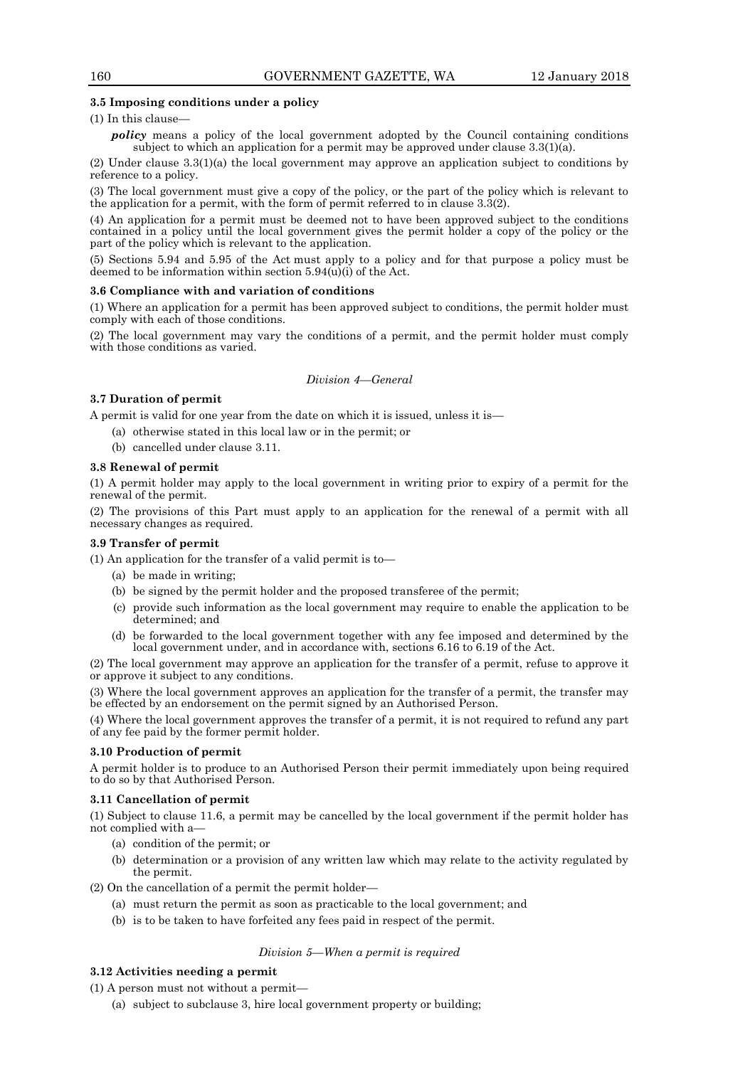**3.5 Imposing conditions under a policy**

(1) In this clause—

> ***policy*** means a policy of the local government adopted by the Council containing conditions subject to which an application for a permit may be approved under clause 3.3(1)(a).

(2) Under clause 3.3(1)(a) the local government may approve an application subject to conditions by reference to a policy.

(3) The local government must give a copy of the policy, or the part of the policy which is relevant to the application for a permit, with the form of permit referred to in clause 3.3(2).

(4) An application for a permit must be deemed not to have been approved subject to the conditions contained in a policy until the local government gives the permit holder a copy of the policy or the part of the policy which is relevant to the application.

(5) Sections 5.94 and 5.95 of the Act must apply to a policy and for that purpose a policy must be deemed to be information within section 5.94(u)(i) of the Act.

**3.6 Compliance with and variation of conditions**

(1) Where an application for a permit has been approved subject to conditions, the permit holder must comply with each of those conditions.

(2) The local government may vary the conditions of a permit, and the permit holder must comply with those conditions as varied.

*Division 4—General*

**3.7 Duration of permit**

A permit is valid for one year from the date on which it is issued, unless it is—

(a) otherwise stated in this local law or in the permit; or

(b) cancelled under clause 3.11.

**3.8 Renewal of permit**

(1) A permit holder may apply to the local government in writing prior to expiry of a permit for the renewal of the permit.

(2) The provisions of this Part must apply to an application for the renewal of a permit with all necessary changes as required.

**3.9 Transfer of permit**

(1) An application for the transfer of a valid permit is to—

(a) be made in writing;

(b) be signed by the permit holder and the proposed transferee of the permit;

(c) provide such information as the local government may require to enable the application to be determined; and

(d) be forwarded to the local government together with any fee imposed and determined by the local government under, and in accordance with, sections 6.16 to 6.19 of the Act.

(2) The local government may approve an application for the transfer of a permit, refuse to approve it or approve it subject to any conditions.

(3) Where the local government approves an application for the transfer of a permit, the transfer may be effected by an endorsement on the permit signed by an Authorised Person.

(4) Where the local government approves the transfer of a permit, it is not required to refund any part of any fee paid by the former permit holder.

**3.10 Production of permit**

A permit holder is to produce to an Authorised Person their permit immediately upon being required to do so by that Authorised Person.

**3.11 Cancellation of permit**

(1) Subject to clause 11.6, a permit may be cancelled by the local government if the permit holder has not complied with a—

(a) condition of the permit; or

(b) determination or a provision of any written law which may relate to the activity regulated by the permit.

(2) On the cancellation of a permit the permit holder—

(a) must return the permit as soon as practicable to the local government; and

(b) is to be taken to have forfeited any fees paid in respect of the permit.

*Division 5—When a permit is required*

**3.12 Activities needing a permit**

(1) A person must not without a permit—

(a) subject to subclause 3, hire local government property or building;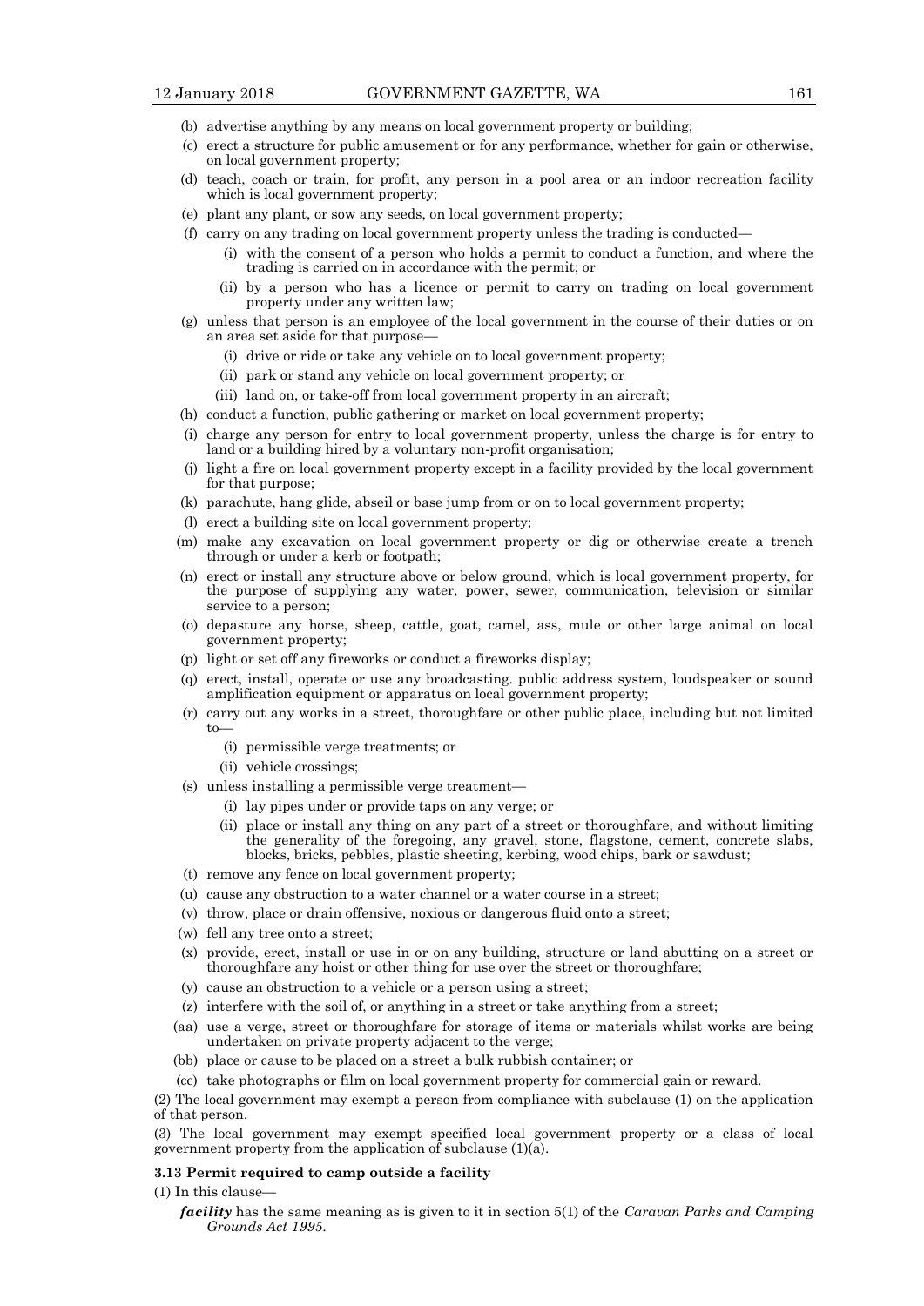(b) advertise anything by any means on local government property or building;

(c) erect a structure for public amusement or for any performance, whether for gain or otherwise, on local government property;

(d) teach, coach or train, for profit, any person in a pool area or an indoor recreation facility which is local government property;

(e) plant any plant, or sow any seeds, on local government property;

(f) carry on any trading on local government property unless the trading is conducted—

  (i) with the consent of a person who holds a permit to conduct a function, and where the trading is carried on in accordance with the permit; or

  (ii) by a person who has a licence or permit to carry on trading on local government property under any written law;

(g) unless that person is an employee of the local government in the course of their duties or on an area set aside for that purpose—

  (i) drive or ride or take any vehicle on to local government property;

  (ii) park or stand any vehicle on local government property; or

  (iii) land on, or take-off from local government property in an aircraft;

(h) conduct a function, public gathering or market on local government property;

(i) charge any person for entry to local government property, unless the charge is for entry to land or a building hired by a voluntary non-profit organisation;

(j) light a fire on local government property except in a facility provided by the local government for that purpose;

(k) parachute, hang glide, abseil or base jump from or on to local government property;

(l) erect a building site on local government property;

(m) make any excavation on local government property or dig or otherwise create a trench through or under a kerb or footpath;

(n) erect or install any structure above or below ground, which is local government property, for the purpose of supplying any water, power, sewer, communication, television or similar service to a person;

(o) depasture any horse, sheep, cattle, goat, camel, ass, mule or other large animal on local government property;

(p) light or set off any fireworks or conduct a fireworks display;

(q) erect, install, operate or use any broadcasting. public address system, loudspeaker or sound amplification equipment or apparatus on local government property;

(r) carry out any works in a street, thoroughfare or other public place, including but not limited to—

  (i) permissible verge treatments; or

  (ii) vehicle crossings;

(s) unless installing a permissible verge treatment—

  (i) lay pipes under or provide taps on any verge; or

  (ii) place or install any thing on any part of a street or thoroughfare, and without limiting the generality of the foregoing, any gravel, stone, flagstone, cement, concrete slabs, blocks, bricks, pebbles, plastic sheeting, kerbing, wood chips, bark or sawdust;

(t) remove any fence on local government property;

(u) cause any obstruction to a water channel or a water course in a street;

(v) throw, place or drain offensive, noxious or dangerous fluid onto a street;

(w) fell any tree onto a street;

(x) provide, erect, install or use in or on any building, structure or land abutting on a street or thoroughfare any hoist or other thing for use over the street or thoroughfare;

(y) cause an obstruction to a vehicle or a person using a street;

(z) interfere with the soil of, or anything in a street or take anything from a street;

(aa) use a verge, street or thoroughfare for storage of items or materials whilst works are being undertaken on private property adjacent to the verge;

(bb) place or cause to be placed on a street a bulk rubbish container; or

(cc) take photographs or film on local government property for commercial gain or reward.

(2) The local government may exempt a person from compliance with subclause (1) on the application of that person.

(3) The local government may exempt specified local government property or a class of local government property from the application of subclause (1)(a).

**3.13 Permit required to camp outside a facility**

(1) In this clause—

***facility*** has the same meaning as is given to it in section 5(1) of the *Caravan Parks and Camping Grounds Act 1995*.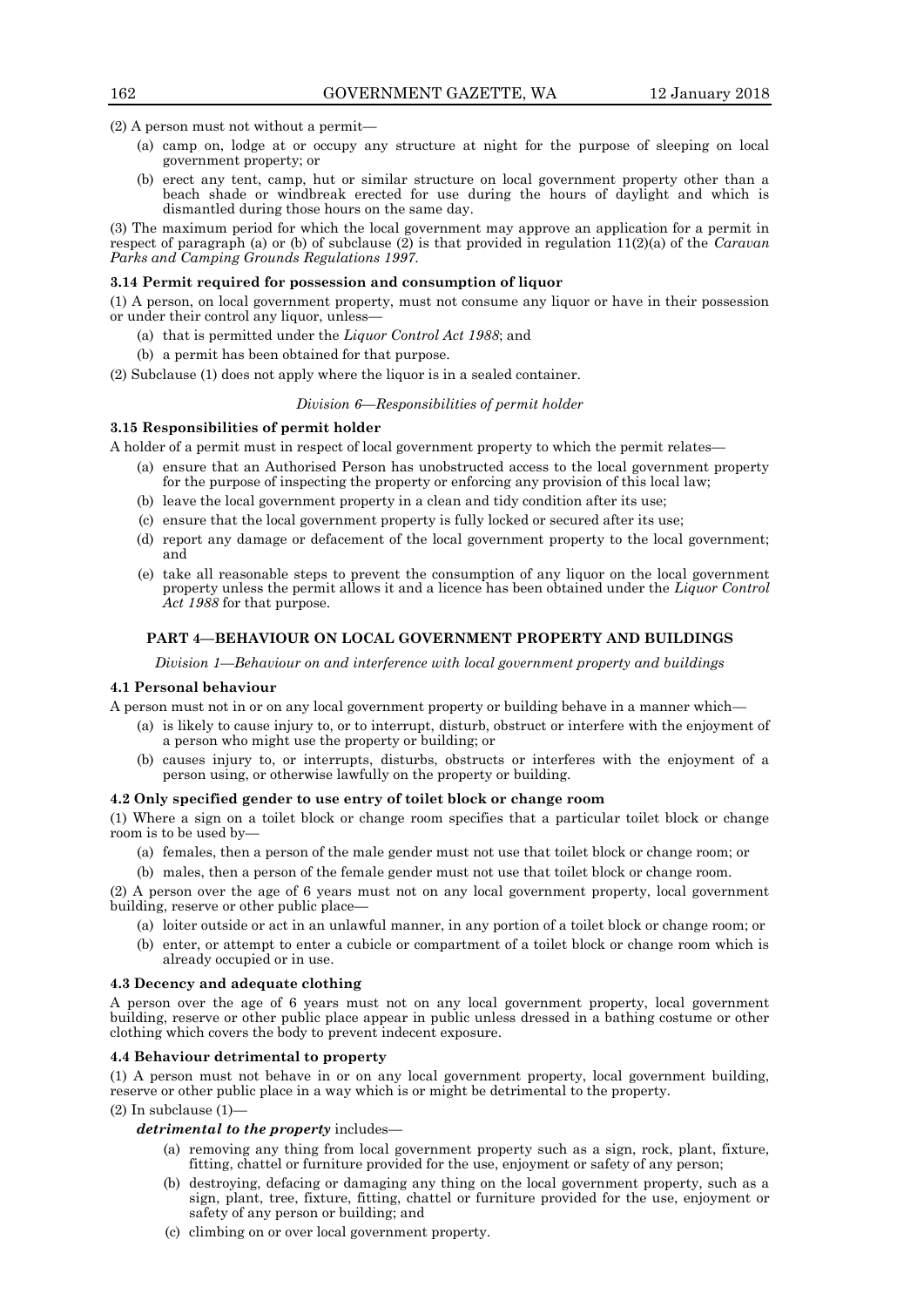(2) A person must not without a permit—

- (a) camp on, lodge at or occupy any structure at night for the purpose of sleeping on local government property; or
- (b) erect any tent, camp, hut or similar structure on local government property other than a beach shade or windbreak erected for use during the hours of daylight and which is dismantled during those hours on the same day.

(3) The maximum period for which the local government may approve an application for a permit in respect of paragraph (a) or (b) of subclause (2) is that provided in regulation 11(2)(a) of the *Caravan Parks and Camping Grounds Regulations 1997*.

**3.14 Permit required for possession and consumption of liquor**

(1) A person, on local government property, must not consume any liquor or have in their possession or under their control any liquor, unless—

- (a) that is permitted under the *Liquor Control Act 1988*; and
- (b) a permit has been obtained for that purpose.

(2) Subclause (1) does not apply where the liquor is in a sealed container.

*Division 6—Responsibilities of permit holder*

**3.15 Responsibilities of permit holder**

A holder of a permit must in respect of local government property to which the permit relates—

- (a) ensure that an Authorised Person has unobstructed access to the local government property for the purpose of inspecting the property or enforcing any provision of this local law;
- (b) leave the local government property in a clean and tidy condition after its use;
- (c) ensure that the local government property is fully locked or secured after its use;
- (d) report any damage or defacement of the local government property to the local government; and
- (e) take all reasonable steps to prevent the consumption of any liquor on the local government property unless the permit allows it and a licence has been obtained under the *Liquor Control Act 1988* for that purpose.

## PART 4—BEHAVIOUR ON LOCAL GOVERNMENT PROPERTY AND BUILDINGS

*Division 1—Behaviour on and interference with local government property and buildings*

**4.1 Personal behaviour**

A person must not in or on any local government property or building behave in a manner which—

- (a) is likely to cause injury to, or to interrupt, disturb, obstruct or interfere with the enjoyment of a person who might use the property or building; or
- (b) causes injury to, or interrupts, disturbs, obstructs or interferes with the enjoyment of a person using, or otherwise lawfully on the property or building.

**4.2 Only specified gender to use entry of toilet block or change room**

(1) Where a sign on a toilet block or change room specifies that a particular toilet block or change room is to be used by—

- (a) females, then a person of the male gender must not use that toilet block or change room; or
- (b) males, then a person of the female gender must not use that toilet block or change room.

(2) A person over the age of 6 years must not on any local government property, local government building, reserve or other public place—

- (a) loiter outside or act in an unlawful manner, in any portion of a toilet block or change room; or
- (b) enter, or attempt to enter a cubicle or compartment of a toilet block or change room which is already occupied or in use.

**4.3 Decency and adequate clothing**

A person over the age of 6 years must not on any local government property, local government building, reserve or other public place appear in public unless dressed in a bathing costume or other clothing which covers the body to prevent indecent exposure.

**4.4 Behaviour detrimental to property**

(1) A person must not behave in or on any local government property, local government building, reserve or other public place in a way which is or might be detrimental to the property.

(2) In subclause (1)—

***detrimental to the property*** includes—

- (a) removing any thing from local government property such as a sign, rock, plant, fixture, fitting, chattel or furniture provided for the use, enjoyment or safety of any person;
- (b) destroying, defacing or damaging any thing on the local government property, such as a sign, plant, tree, fixture, fitting, chattel or furniture provided for the use, enjoyment or safety of any person or building; and
- (c) climbing on or over local government property.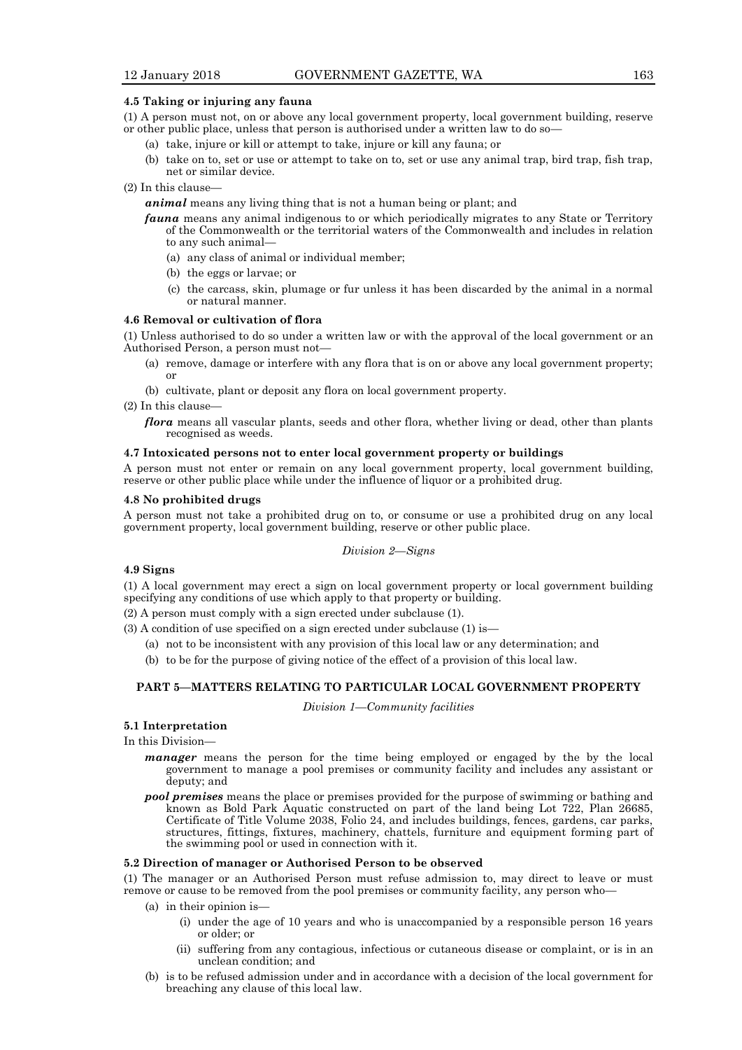**4.5 Taking or injuring any fauna**

(1) A person must not, on or above any local government property, local government building, reserve or other public place, unless that person is authorised under a written law to do so—

- (a) take, injure or kill or attempt to take, injure or kill any fauna; or
- (b) take on to, set or use or attempt to take on to, set or use any animal trap, bird trap, fish trap, net or similar device.

(2) In this clause—

***animal*** means any living thing that is not a human being or plant; and

***fauna*** means any animal indigenous to or which periodically migrates to any State or Territory of the Commonwealth or the territorial waters of the Commonwealth and includes in relation to any such animal—

- (a) any class of animal or individual member;
- (b) the eggs or larvae; or
- (c) the carcass, skin, plumage or fur unless it has been discarded by the animal in a normal or natural manner.

**4.6 Removal or cultivation of flora**

(1) Unless authorised to do so under a written law or with the approval of the local government or an Authorised Person, a person must not—

- (a) remove, damage or interfere with any flora that is on or above any local government property; or
- (b) cultivate, plant or deposit any flora on local government property.

(2) In this clause—

***flora*** means all vascular plants, seeds and other flora, whether living or dead, other than plants recognised as weeds.

**4.7 Intoxicated persons not to enter local government property or buildings**

A person must not enter or remain on any local government property, local government building, reserve or other public place while under the influence of liquor or a prohibited drug.

**4.8 No prohibited drugs**

A person must not take a prohibited drug on to, or consume or use a prohibited drug on any local government property, local government building, reserve or other public place.

*Division 2—Signs*

**4.9 Signs**

(1) A local government may erect a sign on local government property or local government building specifying any conditions of use which apply to that property or building.

(2) A person must comply with a sign erected under subclause (1).

(3) A condition of use specified on a sign erected under subclause (1) is—

- (a) not to be inconsistent with any provision of this local law or any determination; and
- (b) to be for the purpose of giving notice of the effect of a provision of this local law.

## PART 5—MATTERS RELATING TO PARTICULAR LOCAL GOVERNMENT PROPERTY

*Division 1—Community facilities*

**5.1 Interpretation**

In this Division—

***manager*** means the person for the time being employed or engaged by the by the local government to manage a pool premises or community facility and includes any assistant or deputy; and

***pool premises*** means the place or premises provided for the purpose of swimming or bathing and known as Bold Park Aquatic constructed on part of the land being Lot 722, Plan 26685, Certificate of Title Volume 2038, Folio 24, and includes buildings, fences, gardens, car parks, structures, fittings, fixtures, machinery, chattels, furniture and equipment forming part of the swimming pool or used in connection with it.

**5.2 Direction of manager or Authorised Person to be observed**

(1) The manager or an Authorised Person must refuse admission to, may direct to leave or must remove or cause to be removed from the pool premises or community facility, any person who—

- (a) in their opinion is—
  - (i) under the age of 10 years and who is unaccompanied by a responsible person 16 years or older; or
  - (ii) suffering from any contagious, infectious or cutaneous disease or complaint, or is in an unclean condition; and
- (b) is to be refused admission under and in accordance with a decision of the local government for breaching any clause of this local law.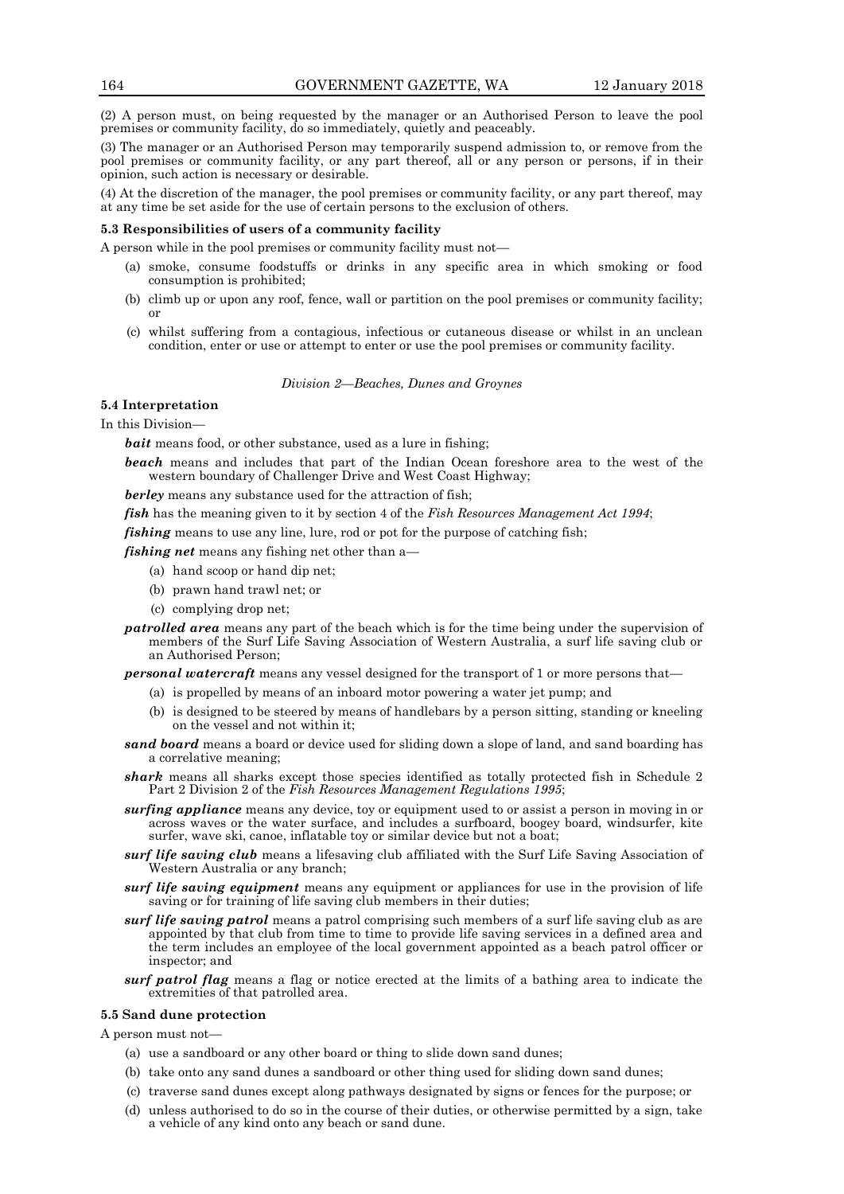(2) A person must, on being requested by the manager or an Authorised Person to leave the pool premises or community facility, do so immediately, quietly and peaceably.

(3) The manager or an Authorised Person may temporarily suspend admission to, or remove from the pool premises or community facility, or any part thereof, all or any person or persons, if in their opinion, such action is necessary or desirable.

(4) At the discretion of the manager, the pool premises or community facility, or any part thereof, may at any time be set aside for the use of certain persons to the exclusion of others.

**5.3 Responsibilities of users of a community facility**

A person while in the pool premises or community facility must not—

(a) smoke, consume foodstuffs or drinks in any specific area in which smoking or food consumption is prohibited;

(b) climb up or upon any roof, fence, wall or partition on the pool premises or community facility; or

(c) whilst suffering from a contagious, infectious or cutaneous disease or whilst in an unclean condition, enter or use or attempt to enter or use the pool premises or community facility.

*Division 2—Beaches, Dunes and Groynes*

**5.4 Interpretation**

In this Division—

***bait*** means food, or other substance, used as a lure in fishing;

***beach*** means and includes that part of the Indian Ocean foreshore area to the west of the western boundary of Challenger Drive and West Coast Highway;

***berley*** means any substance used for the attraction of fish;

***fish*** has the meaning given to it by section 4 of the *Fish Resources Management Act 1994*;

***fishing*** means to use any line, lure, rod or pot for the purpose of catching fish;

***fishing net*** means any fishing net other than a—

(a) hand scoop or hand dip net;

(b) prawn hand trawl net; or

(c) complying drop net;

***patrolled area*** means any part of the beach which is for the time being under the supervision of members of the Surf Life Saving Association of Western Australia, a surf life saving club or an Authorised Person;

***personal watercraft*** means any vessel designed for the transport of 1 or more persons that—

(a) is propelled by means of an inboard motor powering a water jet pump; and

(b) is designed to be steered by means of handlebars by a person sitting, standing or kneeling on the vessel and not within it;

***sand board*** means a board or device used for sliding down a slope of land, and sand boarding has a correlative meaning;

***shark*** means all sharks except those species identified as totally protected fish in Schedule 2 Part 2 Division 2 of the *Fish Resources Management Regulations 1995*;

***surfing appliance*** means any device, toy or equipment used to or assist a person in moving in or across waves or the water surface, and includes a surfboard, boogey board, windsurfer, kite surfer, wave ski, canoe, inflatable toy or similar device but not a boat;

***surf life saving club*** means a lifesaving club affiliated with the Surf Life Saving Association of Western Australia or any branch;

***surf life saving equipment*** means any equipment or appliances for use in the provision of life saving or for training of life saving club members in their duties;

***surf life saving patrol*** means a patrol comprising such members of a surf life saving club as are appointed by that club from time to time to provide life saving services in a defined area and the term includes an employee of the local government appointed as a beach patrol officer or inspector; and

***surf patrol flag*** means a flag or notice erected at the limits of a bathing area to indicate the extremities of that patrolled area.

**5.5 Sand dune protection**

A person must not—

(a) use a sandboard or any other board or thing to slide down sand dunes;

(b) take onto any sand dunes a sandboard or other thing used for sliding down sand dunes;

(c) traverse sand dunes except along pathways designated by signs or fences for the purpose; or

(d) unless authorised to do so in the course of their duties, or otherwise permitted by a sign, take a vehicle of any kind onto any beach or sand dune.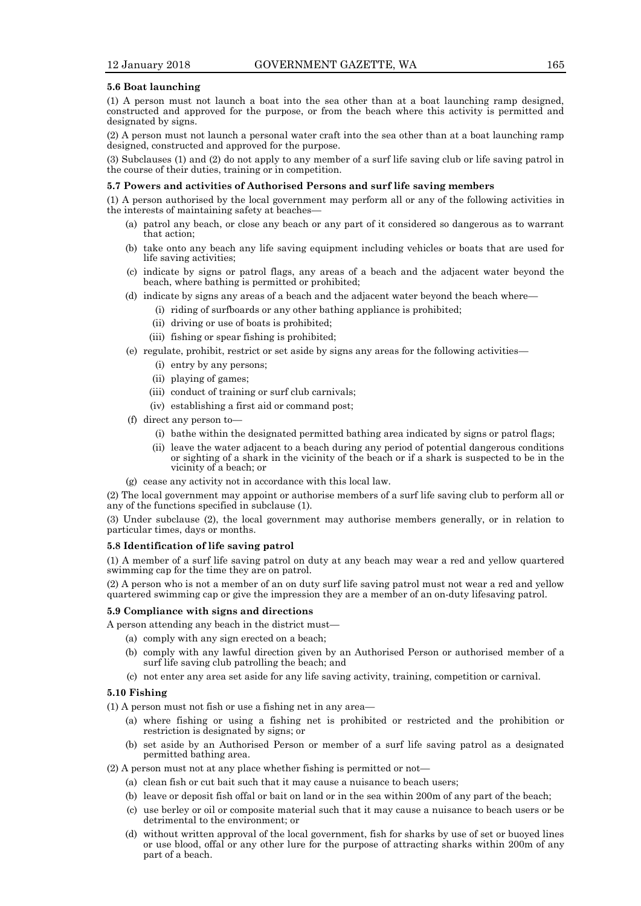**5.6 Boat launching**

(1) A person must not launch a boat into the sea other than at a boat launching ramp designed, constructed and approved for the purpose, or from the beach where this activity is permitted and designated by signs.

(2) A person must not launch a personal water craft into the sea other than at a boat launching ramp designed, constructed and approved for the purpose.

(3) Subclauses (1) and (2) do not apply to any member of a surf life saving club or life saving patrol in the course of their duties, training or in competition.

**5.7 Powers and activities of Authorised Persons and surf life saving members**

(1) A person authorised by the local government may perform all or any of the following activities in the interests of maintaining safety at beaches—

- (a) patrol any beach, or close any beach or any part of it considered so dangerous as to warrant that action;
- (b) take onto any beach any life saving equipment including vehicles or boats that are used for life saving activities;
- (c) indicate by signs or patrol flags, any areas of a beach and the adjacent water beyond the beach, where bathing is permitted or prohibited;
- (d) indicate by signs any areas of a beach and the adjacent water beyond the beach where—
  - (i) riding of surfboards or any other bathing appliance is prohibited;
  - (ii) driving or use of boats is prohibited;
  - (iii) fishing or spear fishing is prohibited;
- (e) regulate, prohibit, restrict or set aside by signs any areas for the following activities—
  - (i) entry by any persons;
  - (ii) playing of games;
  - (iii) conduct of training or surf club carnivals;
  - (iv) establishing a first aid or command post;
- (f) direct any person to—
  - (i) bathe within the designated permitted bathing area indicated by signs or patrol flags;
  - (ii) leave the water adjacent to a beach during any period of potential dangerous conditions or sighting of a shark in the vicinity of the beach or if a shark is suspected to be in the vicinity of a beach; or
- (g) cease any activity not in accordance with this local law.

(2) The local government may appoint or authorise members of a surf life saving club to perform all or any of the functions specified in subclause (1).

(3) Under subclause (2), the local government may authorise members generally, or in relation to particular times, days or months.

**5.8 Identification of life saving patrol**

(1) A member of a surf life saving patrol on duty at any beach may wear a red and yellow quartered swimming cap for the time they are on patrol.

(2) A person who is not a member of an on duty surf life saving patrol must not wear a red and yellow quartered swimming cap or give the impression they are a member of an on-duty lifesaving patrol.

**5.9 Compliance with signs and directions**

A person attending any beach in the district must—

- (a) comply with any sign erected on a beach;
- (b) comply with any lawful direction given by an Authorised Person or authorised member of a surf life saving club patrolling the beach; and
- (c) not enter any area set aside for any life saving activity, training, competition or carnival.

**5.10 Fishing**

(1) A person must not fish or use a fishing net in any area—

- (a) where fishing or using a fishing net is prohibited or restricted and the prohibition or restriction is designated by signs; or
- (b) set aside by an Authorised Person or member of a surf life saving patrol as a designated permitted bathing area.

(2) A person must not at any place whether fishing is permitted or not—

- (a) clean fish or cut bait such that it may cause a nuisance to beach users;
- (b) leave or deposit fish offal or bait on land or in the sea within 200m of any part of the beach;
- (c) use berley or oil or composite material such that it may cause a nuisance to beach users or be detrimental to the environment; or
- (d) without written approval of the local government, fish for sharks by use of set or buoyed lines or use blood, offal or any other lure for the purpose of attracting sharks within 200m of any part of a beach.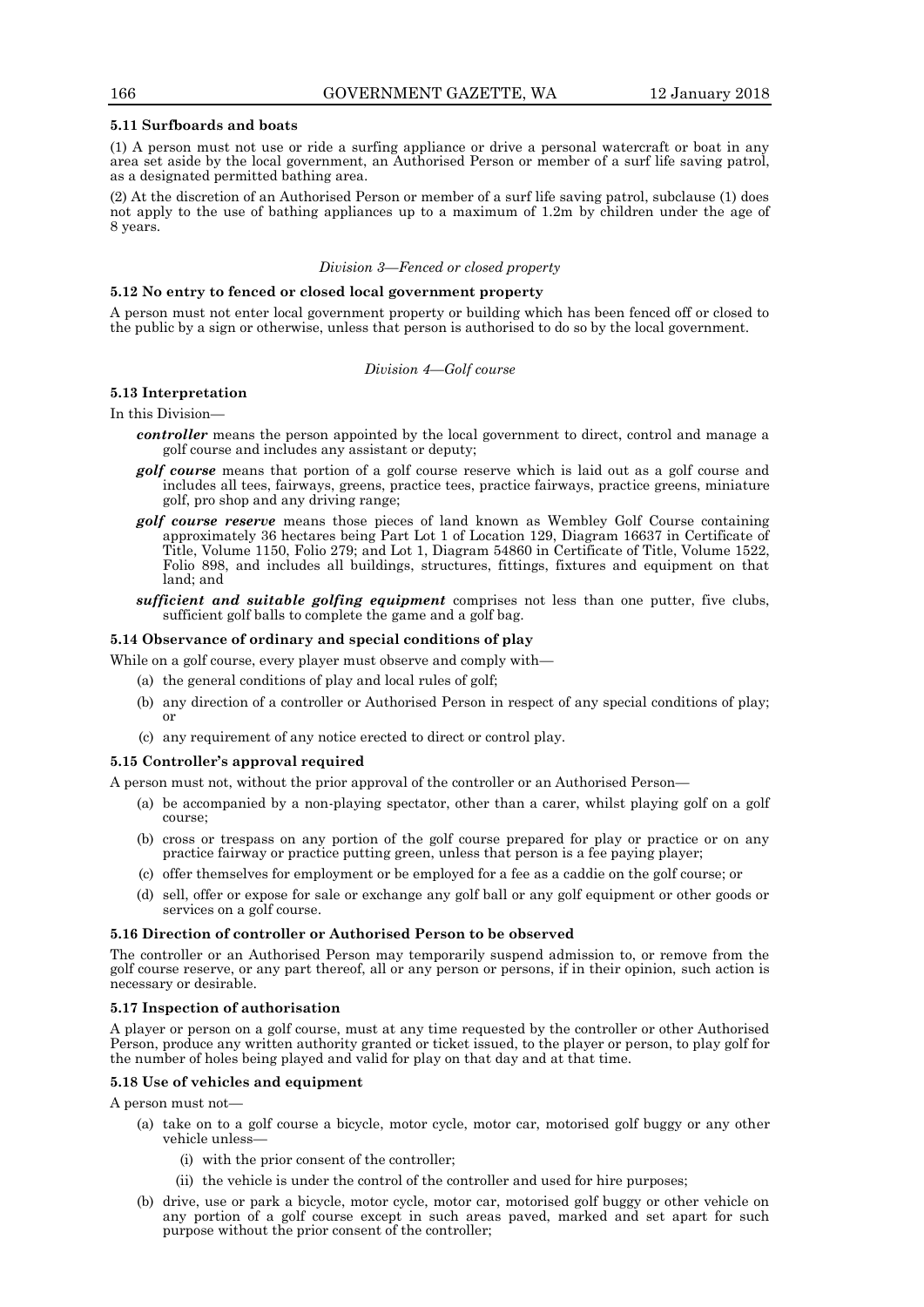**5.11 Surfboards and boats**

(1) A person must not use or ride a surfing appliance or drive a personal watercraft or boat in any area set aside by the local government, an Authorised Person or member of a surf life saving patrol, as a designated permitted bathing area.

(2) At the discretion of an Authorised Person or member of a surf life saving patrol, subclause (1) does not apply to the use of bathing appliances up to a maximum of 1.2m by children under the age of 8 years.

*Division 3—Fenced or closed property*

**5.12 No entry to fenced or closed local government property**

A person must not enter local government property or building which has been fenced off or closed to the public by a sign or otherwise, unless that person is authorised to do so by the local government.

*Division 4—Golf course*

**5.13 Interpretation**

In this Division—

***controller*** means the person appointed by the local government to direct, control and manage a golf course and includes any assistant or deputy;

***golf course*** means that portion of a golf course reserve which is laid out as a golf course and includes all tees, fairways, greens, practice tees, practice fairways, practice greens, miniature golf, pro shop and any driving range;

***golf course reserve*** means those pieces of land known as Wembley Golf Course containing approximately 36 hectares being Part Lot 1 of Location 129, Diagram 16637 in Certificate of Title, Volume 1150, Folio 279; and Lot 1, Diagram 54860 in Certificate of Title, Volume 1522, Folio 898, and includes all buildings, structures, fittings, fixtures and equipment on that land; and

***sufficient and suitable golfing equipment*** comprises not less than one putter, five clubs, sufficient golf balls to complete the game and a golf bag.

**5.14 Observance of ordinary and special conditions of play**

While on a golf course, every player must observe and comply with—

(a) the general conditions of play and local rules of golf;

(b) any direction of a controller or Authorised Person in respect of any special conditions of play; or

(c) any requirement of any notice erected to direct or control play.

**5.15 Controller's approval required**

A person must not, without the prior approval of the controller or an Authorised Person—

(a) be accompanied by a non-playing spectator, other than a carer, whilst playing golf on a golf course;

(b) cross or trespass on any portion of the golf course prepared for play or practice or on any practice fairway or practice putting green, unless that person is a fee paying player;

(c) offer themselves for employment or be employed for a fee as a caddie on the golf course; or

(d) sell, offer or expose for sale or exchange any golf ball or any golf equipment or other goods or services on a golf course.

**5.16 Direction of controller or Authorised Person to be observed**

The controller or an Authorised Person may temporarily suspend admission to, or remove from the golf course reserve, or any part thereof, all or any person or persons, if in their opinion, such action is necessary or desirable.

**5.17 Inspection of authorisation**

A player or person on a golf course, must at any time requested by the controller or other Authorised Person, produce any written authority granted or ticket issued, to the player or person, to play golf for the number of holes being played and valid for play on that day and at that time.

**5.18 Use of vehicles and equipment**

A person must not—

(a) take on to a golf course a bicycle, motor cycle, motor car, motorised golf buggy or any other vehicle unless—

(i) with the prior consent of the controller;

(ii) the vehicle is under the control of the controller and used for hire purposes;

(b) drive, use or park a bicycle, motor cycle, motor car, motorised golf buggy or other vehicle on any portion of a golf course except in such areas paved, marked and set apart for such purpose without the prior consent of the controller;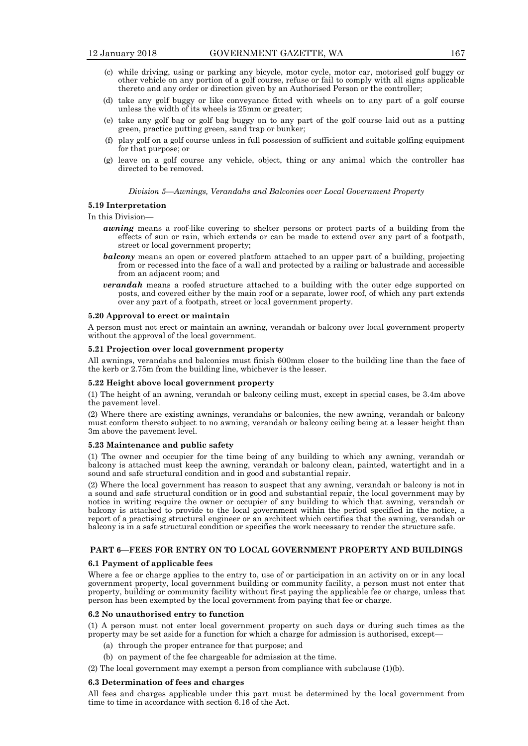(c) while driving, using or parking any bicycle, motor cycle, motor car, motorised golf buggy or other vehicle on any portion of a golf course, refuse or fail to comply with all signs applicable thereto and any order or direction given by an Authorised Person or the controller;

(d) take any golf buggy or like conveyance fitted with wheels on to any part of a golf course unless the width of its wheels is 25mm or greater;

(e) take any golf bag or golf bag buggy on to any part of the golf course laid out as a putting green, practice putting green, sand trap or bunker;

(f) play golf on a golf course unless in full possession of sufficient and suitable golfing equipment for that purpose; or

(g) leave on a golf course any vehicle, object, thing or any animal which the controller has directed to be removed.

*Division 5—Awnings, Verandahs and Balconies over Local Government Property*

**5.19 Interpretation**

In this Division—

***awning*** means a roof-like covering to shelter persons or protect parts of a building from the effects of sun or rain, which extends or can be made to extend over any part of a footpath, street or local government property;

***balcony*** means an open or covered platform attached to an upper part of a building, projecting from or recessed into the face of a wall and protected by a railing or balustrade and accessible from an adjacent room; and

***verandah*** means a roofed structure attached to a building with the outer edge supported on posts, and covered either by the main roof or a separate, lower roof, of which any part extends over any part of a footpath, street or local government property.

**5.20 Approval to erect or maintain**

A person must not erect or maintain an awning, verandah or balcony over local government property without the approval of the local government.

**5.21 Projection over local government property**

All awnings, verandahs and balconies must finish 600mm closer to the building line than the face of the kerb or 2.75m from the building line, whichever is the lesser.

**5.22 Height above local government property**

(1) The height of an awning, verandah or balcony ceiling must, except in special cases, be 3.4m above the pavement level.

(2) Where there are existing awnings, verandahs or balconies, the new awning, verandah or balcony must conform thereto subject to no awning, verandah or balcony ceiling being at a lesser height than 3m above the pavement level.

**5.23 Maintenance and public safety**

(1) The owner and occupier for the time being of any building to which any awning, verandah or balcony is attached must keep the awning, verandah or balcony clean, painted, watertight and in a sound and safe structural condition and in good and substantial repair.

(2) Where the local government has reason to suspect that any awning, verandah or balcony is not in a sound and safe structural condition or in good and substantial repair, the local government may by notice in writing require the owner or occupier of any building to which that awning, verandah or balcony is attached to provide to the local government within the period specified in the notice, a report of a practising structural engineer or an architect which certifies that the awning, verandah or balcony is in a safe structural condition or specifies the work necessary to render the structure safe.

## PART 6—FEES FOR ENTRY ON TO LOCAL GOVERNMENT PROPERTY AND BUILDINGS

**6.1 Payment of applicable fees**

Where a fee or charge applies to the entry to, use of or participation in an activity on or in any local government property, local government building or community facility, a person must not enter that property, building or community facility without first paying the applicable fee or charge, unless that person has been exempted by the local government from paying that fee or charge.

**6.2 No unauthorised entry to function**

(1) A person must not enter local government property on such days or during such times as the property may be set aside for a function for which a charge for admission is authorised, except—

(a) through the proper entrance for that purpose; and

(b) on payment of the fee chargeable for admission at the time.

(2) The local government may exempt a person from compliance with subclause (1)(b).

**6.3 Determination of fees and charges**

All fees and charges applicable under this part must be determined by the local government from time to time in accordance with section 6.16 of the Act.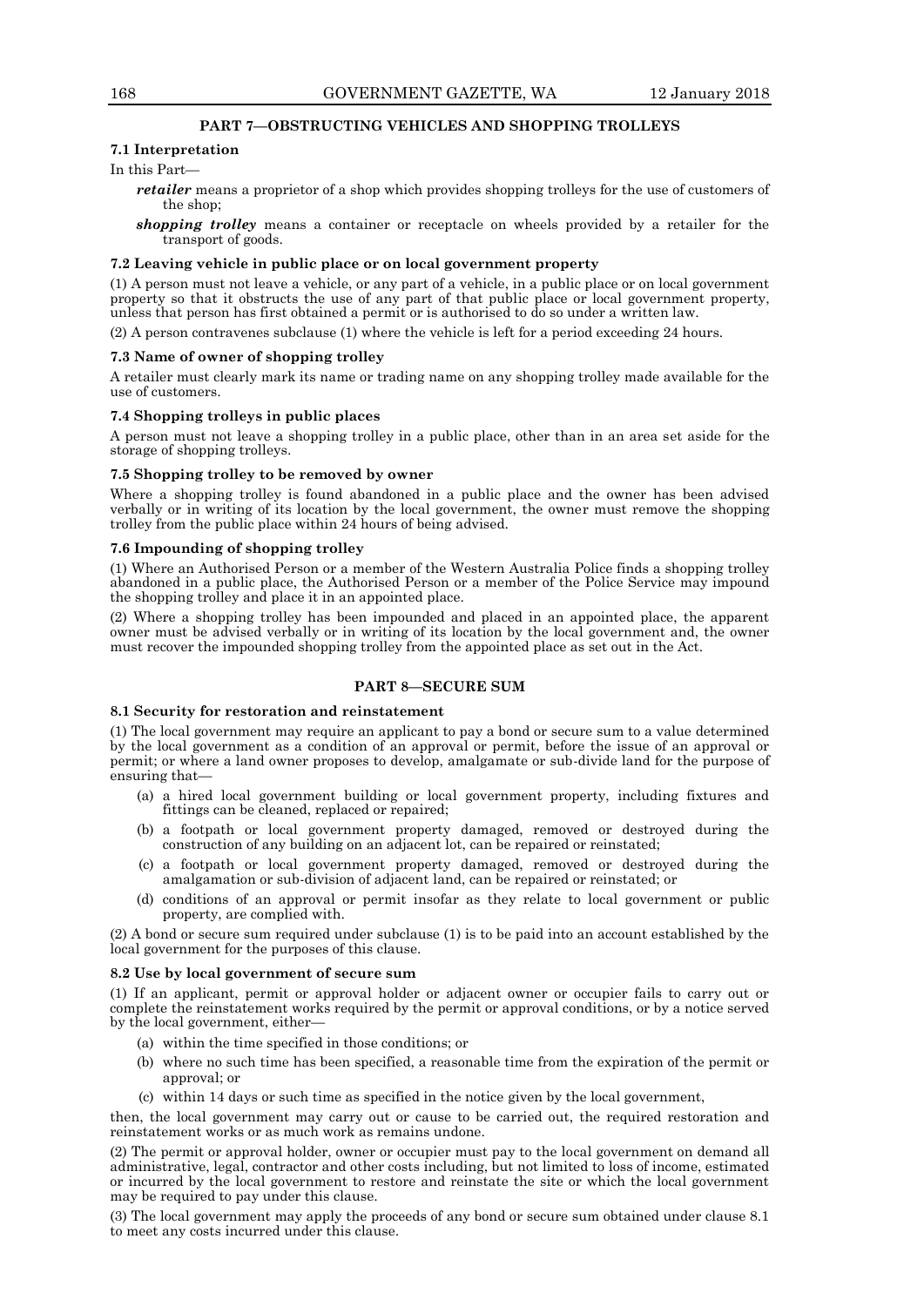## PART 7—OBSTRUCTING VEHICLES AND SHOPPING TROLLEYS

### 7.1 Interpretation

In this Part—

***retailer*** means a proprietor of a shop which provides shopping trolleys for the use of customers of the shop;

***shopping trolley*** means a container or receptacle on wheels provided by a retailer for the transport of goods.

### 7.2 Leaving vehicle in public place or on local government property

(1) A person must not leave a vehicle, or any part of a vehicle, in a public place or on local government property so that it obstructs the use of any part of that public place or local government property, unless that person has first obtained a permit or is authorised to do so under a written law.

(2) A person contravenes subclause (1) where the vehicle is left for a period exceeding 24 hours.

### 7.3 Name of owner of shopping trolley

A retailer must clearly mark its name or trading name on any shopping trolley made available for the use of customers.

### 7.4 Shopping trolleys in public places

A person must not leave a shopping trolley in a public place, other than in an area set aside for the storage of shopping trolleys.

### 7.5 Shopping trolley to be removed by owner

Where a shopping trolley is found abandoned in a public place and the owner has been advised verbally or in writing of its location by the local government, the owner must remove the shopping trolley from the public place within 24 hours of being advised.

### 7.6 Impounding of shopping trolley

(1) Where an Authorised Person or a member of the Western Australia Police finds a shopping trolley abandoned in a public place, the Authorised Person or a member of the Police Service may impound the shopping trolley and place it in an appointed place.

(2) Where a shopping trolley has been impounded and placed in an appointed place, the apparent owner must be advised verbally or in writing of its location by the local government and, the owner must recover the impounded shopping trolley from the appointed place as set out in the Act.

## PART 8—SECURE SUM

### 8.1 Security for restoration and reinstatement

(1) The local government may require an applicant to pay a bond or secure sum to a value determined by the local government as a condition of an approval or permit, before the issue of an approval or permit; or where a land owner proposes to develop, amalgamate or sub-divide land for the purpose of ensuring that—

- (a) a hired local government building or local government property, including fixtures and fittings can be cleaned, replaced or repaired;
- (b) a footpath or local government property damaged, removed or destroyed during the construction of any building on an adjacent lot, can be repaired or reinstated;
- (c) a footpath or local government property damaged, removed or destroyed during the amalgamation or sub-division of adjacent land, can be repaired or reinstated; or
- (d) conditions of an approval or permit insofar as they relate to local government or public property, are complied with.

(2) A bond or secure sum required under subclause (1) is to be paid into an account established by the local government for the purposes of this clause.

### 8.2 Use by local government of secure sum

(1) If an applicant, permit or approval holder or adjacent owner or occupier fails to carry out or complete the reinstatement works required by the permit or approval conditions, or by a notice served by the local government, either—

- (a) within the time specified in those conditions; or
- (b) where no such time has been specified, a reasonable time from the expiration of the permit or approval; or
- (c) within 14 days or such time as specified in the notice given by the local government,

then, the local government may carry out or cause to be carried out, the required restoration and reinstatement works or as much work as remains undone.

(2) The permit or approval holder, owner or occupier must pay to the local government on demand all administrative, legal, contractor and other costs including, but not limited to loss of income, estimated or incurred by the local government to restore and reinstate the site or which the local government may be required to pay under this clause.

(3) The local government may apply the proceeds of any bond or secure sum obtained under clause 8.1 to meet any costs incurred under this clause.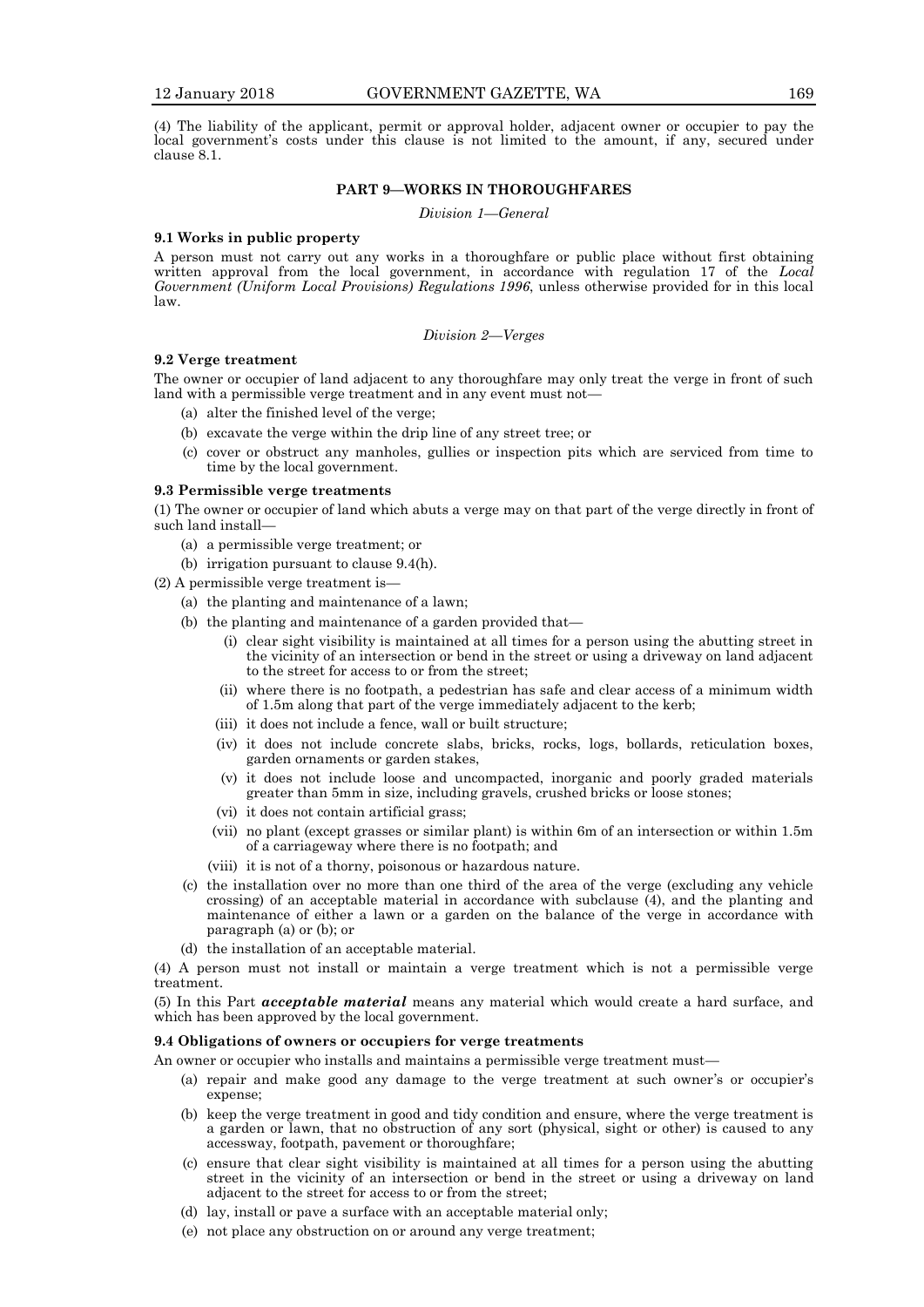(4) The liability of the applicant, permit or approval holder, adjacent owner or occupier to pay the local government's costs under this clause is not limited to the amount, if any, secured under clause 8.1.

## PART 9—WORKS IN THOROUGHFARES

*Division 1—General*

### 9.1 Works in public property

A person must not carry out any works in a thoroughfare or public place without first obtaining written approval from the local government, in accordance with regulation 17 of the *Local Government (Uniform Local Provisions) Regulations 1996*, unless otherwise provided for in this local law.

*Division 2—Verges*

### 9.2 Verge treatment

The owner or occupier of land adjacent to any thoroughfare may only treat the verge in front of such land with a permissible verge treatment and in any event must not—

- (a) alter the finished level of the verge;
- (b) excavate the verge within the drip line of any street tree; or
- (c) cover or obstruct any manholes, gullies or inspection pits which are serviced from time to time by the local government.

### 9.3 Permissible verge treatments

(1) The owner or occupier of land which abuts a verge may on that part of the verge directly in front of such land install—

- (a) a permissible verge treatment; or
- (b) irrigation pursuant to clause 9.4(h).

(2) A permissible verge treatment is—

- (a) the planting and maintenance of a lawn;
- (b) the planting and maintenance of a garden provided that—
  - (i) clear sight visibility is maintained at all times for a person using the abutting street in the vicinity of an intersection or bend in the street or using a driveway on land adjacent to the street for access to or from the street;
  - (ii) where there is no footpath, a pedestrian has safe and clear access of a minimum width of 1.5m along that part of the verge immediately adjacent to the kerb;
  - (iii) it does not include a fence, wall or built structure;
  - (iv) it does not include concrete slabs, bricks, rocks, logs, bollards, reticulation boxes, garden ornaments or garden stakes,
  - (v) it does not include loose and uncompacted, inorganic and poorly graded materials greater than 5mm in size, including gravels, crushed bricks or loose stones;
  - (vi) it does not contain artificial grass;
  - (vii) no plant (except grasses or similar plant) is within 6m of an intersection or within 1.5m of a carriageway where there is no footpath; and
  - (viii) it is not of a thorny, poisonous or hazardous nature.
- (c) the installation over no more than one third of the area of the verge (excluding any vehicle crossing) of an acceptable material in accordance with subclause (4), and the planting and maintenance of either a lawn or a garden on the balance of the verge in accordance with paragraph (a) or (b); or
- (d) the installation of an acceptable material.

(4) A person must not install or maintain a verge treatment which is not a permissible verge treatment.

(5) In this Part ***acceptable material*** means any material which would create a hard surface, and which has been approved by the local government.

### 9.4 Obligations of owners or occupiers for verge treatments

An owner or occupier who installs and maintains a permissible verge treatment must—

- (a) repair and make good any damage to the verge treatment at such owner's or occupier's expense;
- (b) keep the verge treatment in good and tidy condition and ensure, where the verge treatment is a garden or lawn, that no obstruction of any sort (physical, sight or other) is caused to any accessway, footpath, pavement or thoroughfare;
- (c) ensure that clear sight visibility is maintained at all times for a person using the abutting street in the vicinity of an intersection or bend in the street or using a driveway on land adjacent to the street for access to or from the street;
- (d) lay, install or pave a surface with an acceptable material only;
- (e) not place any obstruction on or around any verge treatment;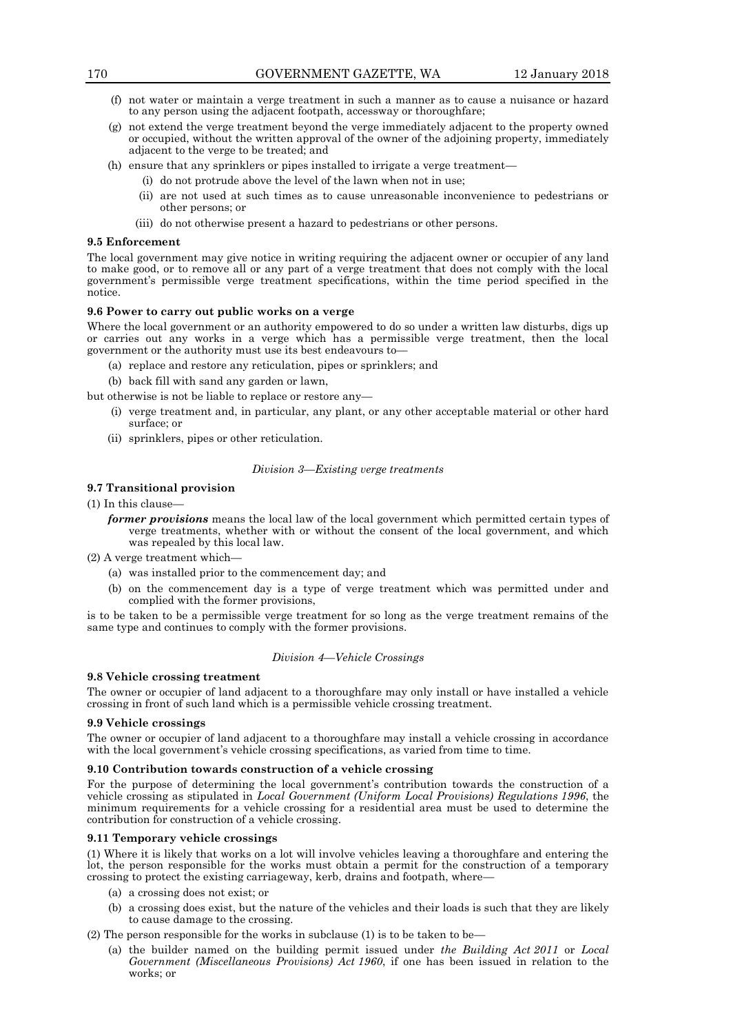(f) not water or maintain a verge treatment in such a manner as to cause a nuisance or hazard to any person using the adjacent footpath, accessway or thoroughfare;

(g) not extend the verge treatment beyond the verge immediately adjacent to the property owned or occupied, without the written approval of the owner of the adjoining property, immediately adjacent to the verge to be treated; and

(h) ensure that any sprinklers or pipes installed to irrigate a verge treatment—

(i) do not protrude above the level of the lawn when not in use;

(ii) are not used at such times as to cause unreasonable inconvenience to pedestrians or other persons; or

(iii) do not otherwise present a hazard to pedestrians or other persons.

**9.5 Enforcement**

The local government may give notice in writing requiring the adjacent owner or occupier of any land to make good, or to remove all or any part of a verge treatment that does not comply with the local government's permissible verge treatment specifications, within the time period specified in the notice.

**9.6 Power to carry out public works on a verge**

Where the local government or an authority empowered to do so under a written law disturbs, digs up or carries out any works in a verge which has a permissible verge treatment, then the local government or the authority must use its best endeavours to—

(a) replace and restore any reticulation, pipes or sprinklers; and

(b) back fill with sand any garden or lawn,

but otherwise is not be liable to replace or restore any—

(i) verge treatment and, in particular, any plant, or any other acceptable material or other hard surface; or

(ii) sprinklers, pipes or other reticulation.

*Division 3—Existing verge treatments*

**9.7 Transitional provision**

(1) In this clause—

***former provisions*** means the local law of the local government which permitted certain types of verge treatments, whether with or without the consent of the local government, and which was repealed by this local law.

(2) A verge treatment which—

(a) was installed prior to the commencement day; and

(b) on the commencement day is a type of verge treatment which was permitted under and complied with the former provisions,

is to be taken to be a permissible verge treatment for so long as the verge treatment remains of the same type and continues to comply with the former provisions.

*Division 4—Vehicle Crossings*

**9.8 Vehicle crossing treatment**

The owner or occupier of land adjacent to a thoroughfare may only install or have installed a vehicle crossing in front of such land which is a permissible vehicle crossing treatment.

**9.9 Vehicle crossings**

The owner or occupier of land adjacent to a thoroughfare may install a vehicle crossing in accordance with the local government's vehicle crossing specifications, as varied from time to time.

**9.10 Contribution towards construction of a vehicle crossing**

For the purpose of determining the local government's contribution towards the construction of a vehicle crossing as stipulated in *Local Government (Uniform Local Provisions) Regulations 1996*, the minimum requirements for a vehicle crossing for a residential area must be used to determine the contribution for construction of a vehicle crossing.

**9.11 Temporary vehicle crossings**

(1) Where it is likely that works on a lot will involve vehicles leaving a thoroughfare and entering the lot, the person responsible for the works must obtain a permit for the construction of a temporary crossing to protect the existing carriageway, kerb, drains and footpath, where—

(a) a crossing does not exist; or

(b) a crossing does exist, but the nature of the vehicles and their loads is such that they are likely to cause damage to the crossing.

(2) The person responsible for the works in subclause (1) is to be taken to be—

(a) the builder named on the building permit issued under *the Building Act 2011* or *Local Government (Miscellaneous Provisions) Act 1960*, if one has been issued in relation to the works; or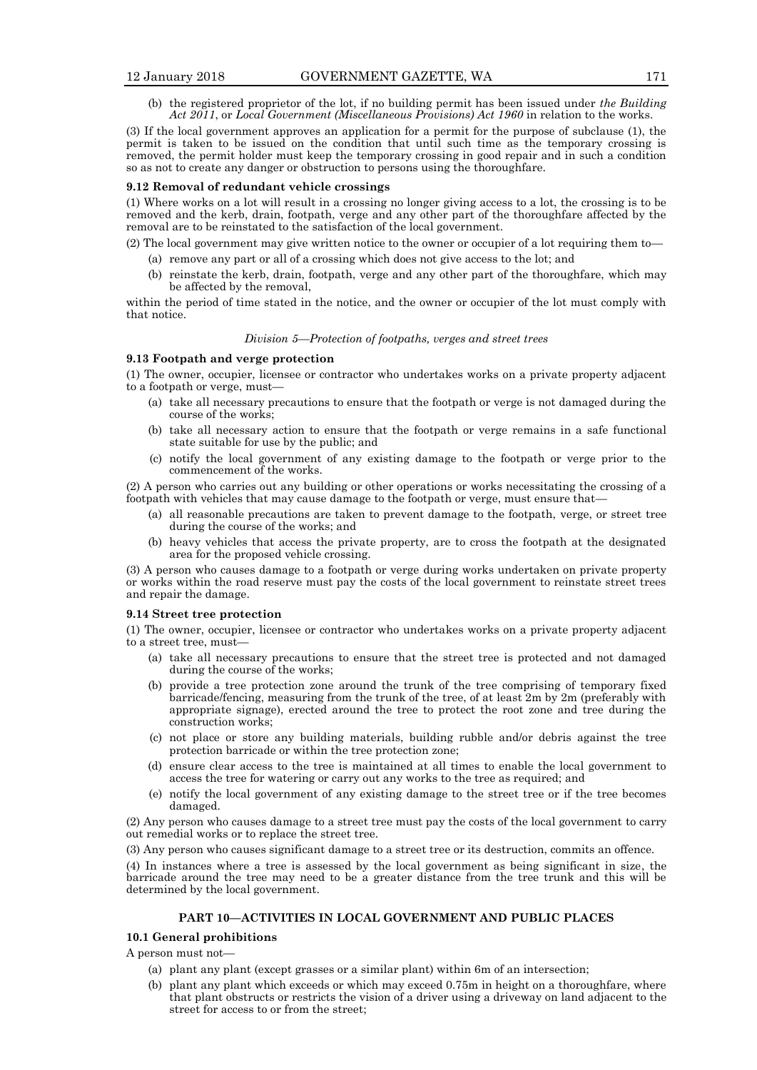(b) the registered proprietor of the lot, if no building permit has been issued under *the Building Act 2011*, or *Local Government (Miscellaneous Provisions) Act 1960* in relation to the works.

(3) If the local government approves an application for a permit for the purpose of subclause (1), the permit is taken to be issued on the condition that until such time as the temporary crossing is removed, the permit holder must keep the temporary crossing in good repair and in such a condition so as not to create any danger or obstruction to persons using the thoroughfare.

**9.12 Removal of redundant vehicle crossings**

(1) Where works on a lot will result in a crossing no longer giving access to a lot, the crossing is to be removed and the kerb, drain, footpath, verge and any other part of the thoroughfare affected by the removal are to be reinstated to the satisfaction of the local government.

(2) The local government may give written notice to the owner or occupier of a lot requiring them to—

(a) remove any part or all of a crossing which does not give access to the lot; and

(b) reinstate the kerb, drain, footpath, verge and any other part of the thoroughfare, which may be affected by the removal,

within the period of time stated in the notice, and the owner or occupier of the lot must comply with that notice.

*Division 5—Protection of footpaths, verges and street trees*

**9.13 Footpath and verge protection**

(1) The owner, occupier, licensee or contractor who undertakes works on a private property adjacent to a footpath or verge, must—

(a) take all necessary precautions to ensure that the footpath or verge is not damaged during the course of the works;

(b) take all necessary action to ensure that the footpath or verge remains in a safe functional state suitable for use by the public; and

(c) notify the local government of any existing damage to the footpath or verge prior to the commencement of the works.

(2) A person who carries out any building or other operations or works necessitating the crossing of a footpath with vehicles that may cause damage to the footpath or verge, must ensure that—

(a) all reasonable precautions are taken to prevent damage to the footpath, verge, or street tree during the course of the works; and

(b) heavy vehicles that access the private property, are to cross the footpath at the designated area for the proposed vehicle crossing.

(3) A person who causes damage to a footpath or verge during works undertaken on private property or works within the road reserve must pay the costs of the local government to reinstate street trees and repair the damage.

**9.14 Street tree protection**

(1) The owner, occupier, licensee or contractor who undertakes works on a private property adjacent to a street tree, must—

(a) take all necessary precautions to ensure that the street tree is protected and not damaged during the course of the works;

(b) provide a tree protection zone around the trunk of the tree comprising of temporary fixed barricade/fencing, measuring from the trunk of the tree, of at least 2m by 2m (preferably with appropriate signage), erected around the tree to protect the root zone and tree during the construction works;

(c) not place or store any building materials, building rubble and/or debris against the tree protection barricade or within the tree protection zone;

(d) ensure clear access to the tree is maintained at all times to enable the local government to access the tree for watering or carry out any works to the tree as required; and

(e) notify the local government of any existing damage to the street tree or if the tree becomes damaged.

(2) Any person who causes damage to a street tree must pay the costs of the local government to carry out remedial works or to replace the street tree.

(3) Any person who causes significant damage to a street tree or its destruction, commits an offence.

(4) In instances where a tree is assessed by the local government as being significant in size, the barricade around the tree may need to be a greater distance from the tree trunk and this will be determined by the local government.

## PART 10—ACTIVITIES IN LOCAL GOVERNMENT AND PUBLIC PLACES

**10.1 General prohibitions**

A person must not—

(a) plant any plant (except grasses or a similar plant) within 6m of an intersection;

(b) plant any plant which exceeds or which may exceed 0.75m in height on a thoroughfare, where that plant obstructs or restricts the vision of a driver using a driveway on land adjacent to the street for access to or from the street;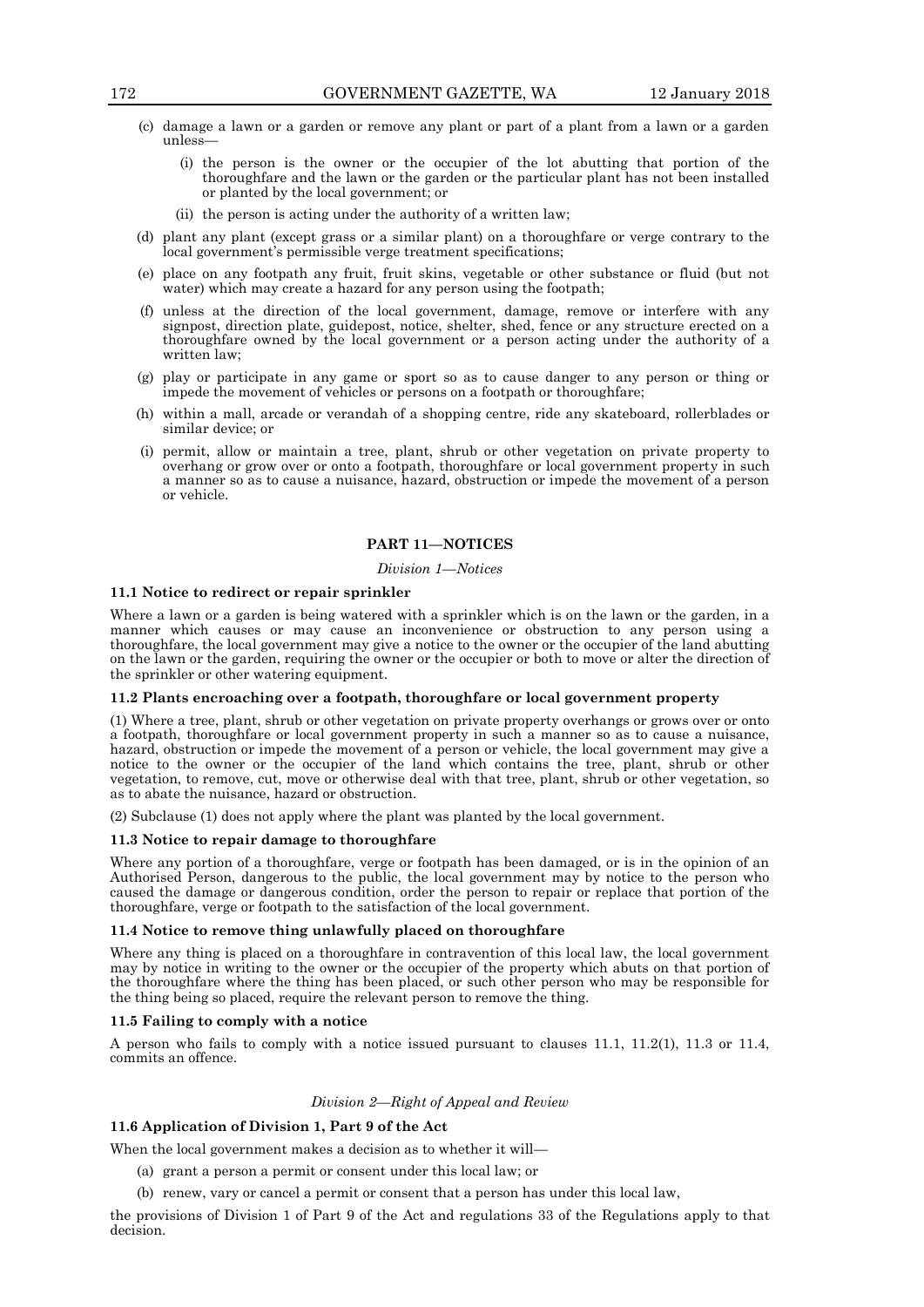(c) damage a lawn or a garden or remove any plant or part of a plant from a lawn or a garden unless—

 (i) the person is the owner or the occupier of the lot abutting that portion of the thoroughfare and the lawn or the garden or the particular plant has not been installed or planted by the local government; or

 (ii) the person is acting under the authority of a written law;

(d) plant any plant (except grass or a similar plant) on a thoroughfare or verge contrary to the local government's permissible verge treatment specifications;

(e) place on any footpath any fruit, fruit skins, vegetable or other substance or fluid (but not water) which may create a hazard for any person using the footpath;

(f) unless at the direction of the local government, damage, remove or interfere with any signpost, direction plate, guidepost, notice, shelter, shed, fence or any structure erected on a thoroughfare owned by the local government or a person acting under the authority of a written law;

(g) play or participate in any game or sport so as to cause danger to any person or thing or impede the movement of vehicles or persons on a footpath or thoroughfare;

(h) within a mall, arcade or verandah of a shopping centre, ride any skateboard, rollerblades or similar device; or

(i) permit, allow or maintain a tree, plant, shrub or other vegetation on private property to overhang or grow over or onto a footpath, thoroughfare or local government property in such a manner so as to cause a nuisance, hazard, obstruction or impede the movement of a person or vehicle.

## PART 11—NOTICES

*Division 1—Notices*

**11.1 Notice to redirect or repair sprinkler**

Where a lawn or a garden is being watered with a sprinkler which is on the lawn or the garden, in a manner which causes or may cause an inconvenience or obstruction to any person using a thoroughfare, the local government may give a notice to the owner or the occupier of the land abutting on the lawn or the garden, requiring the owner or the occupier or both to move or alter the direction of the sprinkler or other watering equipment.

**11.2 Plants encroaching over a footpath, thoroughfare or local government property**

(1) Where a tree, plant, shrub or other vegetation on private property overhangs or grows over or onto a footpath, thoroughfare or local government property in such a manner so as to cause a nuisance, hazard, obstruction or impede the movement of a person or vehicle, the local government may give a notice to the owner or the occupier of the land which contains the tree, plant, shrub or other vegetation, to remove, cut, move or otherwise deal with that tree, plant, shrub or other vegetation, so as to abate the nuisance, hazard or obstruction.

(2) Subclause (1) does not apply where the plant was planted by the local government.

**11.3 Notice to repair damage to thoroughfare**

Where any portion of a thoroughfare, verge or footpath has been damaged, or is in the opinion of an Authorised Person, dangerous to the public, the local government may by notice to the person who caused the damage or dangerous condition, order the person to repair or replace that portion of the thoroughfare, verge or footpath to the satisfaction of the local government.

**11.4 Notice to remove thing unlawfully placed on thoroughfare**

Where any thing is placed on a thoroughfare in contravention of this local law, the local government may by notice in writing to the owner or the occupier of the property which abuts on that portion of the thoroughfare where the thing has been placed, or such other person who may be responsible for the thing being so placed, require the relevant person to remove the thing.

**11.5 Failing to comply with a notice**

A person who fails to comply with a notice issued pursuant to clauses 11.1, 11.2(1), 11.3 or 11.4, commits an offence.

*Division 2—Right of Appeal and Review*

**11.6 Application of Division 1, Part 9 of the Act**

When the local government makes a decision as to whether it will—

(a) grant a person a permit or consent under this local law; or

(b) renew, vary or cancel a permit or consent that a person has under this local law,

the provisions of Division 1 of Part 9 of the Act and regulations 33 of the Regulations apply to that decision.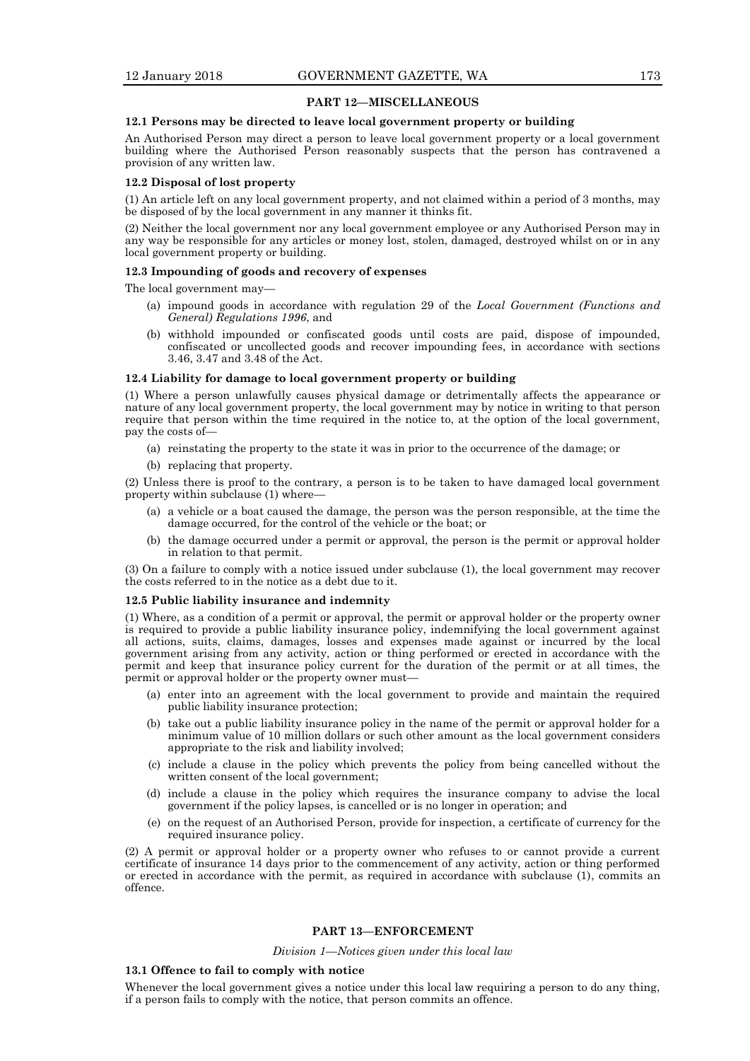## PART 12—MISCELLANEOUS

### 12.1 Persons may be directed to leave local government property or building

An Authorised Person may direct a person to leave local government property or a local government building where the Authorised Person reasonably suspects that the person has contravened a provision of any written law.

### 12.2 Disposal of lost property

(1) An article left on any local government property, and not claimed within a period of 3 months, may be disposed of by the local government in any manner it thinks fit.

(2) Neither the local government nor any local government employee or any Authorised Person may in any way be responsible for any articles or money lost, stolen, damaged, destroyed whilst on or in any local government property or building.

### 12.3 Impounding of goods and recovery of expenses

The local government may—

- (a) impound goods in accordance with regulation 29 of the *Local Government (Functions and General) Regulations 1996*, and
- (b) withhold impounded or confiscated goods until costs are paid, dispose of impounded, confiscated or uncollected goods and recover impounding fees, in accordance with sections 3.46, 3.47 and 3.48 of the Act.

### 12.4 Liability for damage to local government property or building

(1) Where a person unlawfully causes physical damage or detrimentally affects the appearance or nature of any local government property, the local government may by notice in writing to that person require that person within the time required in the notice to, at the option of the local government, pay the costs of—

- (a) reinstating the property to the state it was in prior to the occurrence of the damage; or
- (b) replacing that property.

(2) Unless there is proof to the contrary, a person is to be taken to have damaged local government property within subclause (1) where—

- (a) a vehicle or a boat caused the damage, the person was the person responsible, at the time the damage occurred, for the control of the vehicle or the boat; or
- (b) the damage occurred under a permit or approval, the person is the permit or approval holder in relation to that permit.

(3) On a failure to comply with a notice issued under subclause (1), the local government may recover the costs referred to in the notice as a debt due to it.

### 12.5 Public liability insurance and indemnity

(1) Where, as a condition of a permit or approval, the permit or approval holder or the property owner is required to provide a public liability insurance policy, indemnifying the local government against all actions, suits, claims, damages, losses and expenses made against or incurred by the local government arising from any activity, action or thing performed or erected in accordance with the permit and keep that insurance policy current for the duration of the permit or at all times, the permit or approval holder or the property owner must—

- (a) enter into an agreement with the local government to provide and maintain the required public liability insurance protection;
- (b) take out a public liability insurance policy in the name of the permit or approval holder for a minimum value of 10 million dollars or such other amount as the local government considers appropriate to the risk and liability involved;
- (c) include a clause in the policy which prevents the policy from being cancelled without the written consent of the local government;
- (d) include a clause in the policy which requires the insurance company to advise the local government if the policy lapses, is cancelled or is no longer in operation; and
- (e) on the request of an Authorised Person, provide for inspection, a certificate of currency for the required insurance policy.

(2) A permit or approval holder or a property owner who refuses to or cannot provide a current certificate of insurance 14 days prior to the commencement of any activity, action or thing performed or erected in accordance with the permit, as required in accordance with subclause (1), commits an offence.

## PART 13—ENFORCEMENT

*Division 1—Notices given under this local law*

### 13.1 Offence to fail to comply with notice

Whenever the local government gives a notice under this local law requiring a person to do any thing, if a person fails to comply with the notice, that person commits an offence.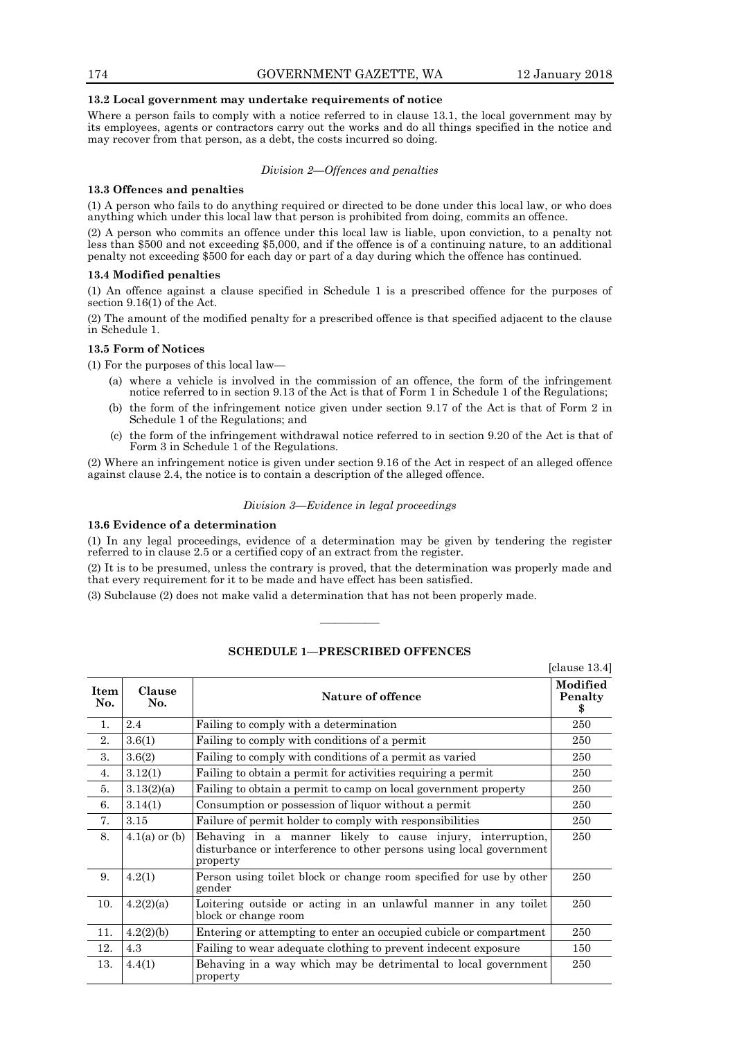### 13.2 Local government may undertake requirements of notice

Where a person fails to comply with a notice referred to in clause 13.1, the local government may by its employees, agents or contractors carry out the works and do all things specified in the notice and may recover from that person, as a debt, the costs incurred so doing.

*Division 2—Offences and penalties*

### 13.3 Offences and penalties

(1) A person who fails to do anything required or directed to be done under this local law, or who does anything which under this local law that person is prohibited from doing, commits an offence.

(2) A person who commits an offence under this local law is liable, upon conviction, to a penalty not less than $500 and not exceeding $5,000, and if the offence is of a continuing nature, to an additional penalty not exceeding $500 for each day or part of a day during which the offence has continued.

### 13.4 Modified penalties

(1) An offence against a clause specified in Schedule 1 is a prescribed offence for the purposes of section 9.16(1) of the Act.

(2) The amount of the modified penalty for a prescribed offence is that specified adjacent to the clause in Schedule 1.

### 13.5 Form of Notices

(1) For the purposes of this local law—

(a) where a vehicle is involved in the commission of an offence, the form of the infringement notice referred to in section 9.13 of the Act is that of Form 1 in Schedule 1 of the Regulations;

(b) the form of the infringement notice given under section 9.17 of the Act is that of Form 2 in Schedule 1 of the Regulations; and

(c) the form of the infringement withdrawal notice referred to in section 9.20 of the Act is that of Form 3 in Schedule 1 of the Regulations.

(2) Where an infringement notice is given under section 9.16 of the Act in respect of an alleged offence against clause 2.4, the notice is to contain a description of the alleged offence.

*Division 3—Evidence in legal proceedings*

### 13.6 Evidence of a determination

(1) In any legal proceedings, evidence of a determination may be given by tendering the register referred to in clause 2.5 or a certified copy of an extract from the register.

(2) It is to be presumed, unless the contrary is proved, that the determination was properly made and that every requirement for it to be made and have effect has been satisfied.

(3) Subclause (2) does not make valid a determination that has not been properly made.

---

## SCHEDULE 1—PRESCRIBED OFFENCES

[clause 13.4]

| Item No. | Clause No. | Nature of offence | Modified Penalty $ |
|---|---|---|---|
| 1. | 2.4 | Failing to comply with a determination | 250 |
| 2. | 3.6(1) | Failing to comply with conditions of a permit | 250 |
| 3. | 3.6(2) | Failing to comply with conditions of a permit as varied | 250 |
| 4. | 3.12(1) | Failing to obtain a permit for activities requiring a permit | 250 |
| 5. | 3.13(2)(a) | Failing to obtain a permit to camp on local government property | 250 |
| 6. | 3.14(1) | Consumption or possession of liquor without a permit | 250 |
| 7. | 3.15 | Failure of permit holder to comply with responsibilities | 250 |
| 8. | 4.1(a) or (b) | Behaving in a manner likely to cause injury, interruption, disturbance or interference to other persons using local government property | 250 |
| 9. | 4.2(1) | Person using toilet block or change room specified for use by other gender | 250 |
| 10. | 4.2(2)(a) | Loitering outside or acting in an unlawful manner in any toilet block or change room | 250 |
| 11. | 4.2(2)(b) | Entering or attempting to enter an occupied cubicle or compartment | 250 |
| 12. | 4.3 | Failing to wear adequate clothing to prevent indecent exposure | 150 |
| 13. | 4.4(1) | Behaving in a way which may be detrimental to local government property | 250 |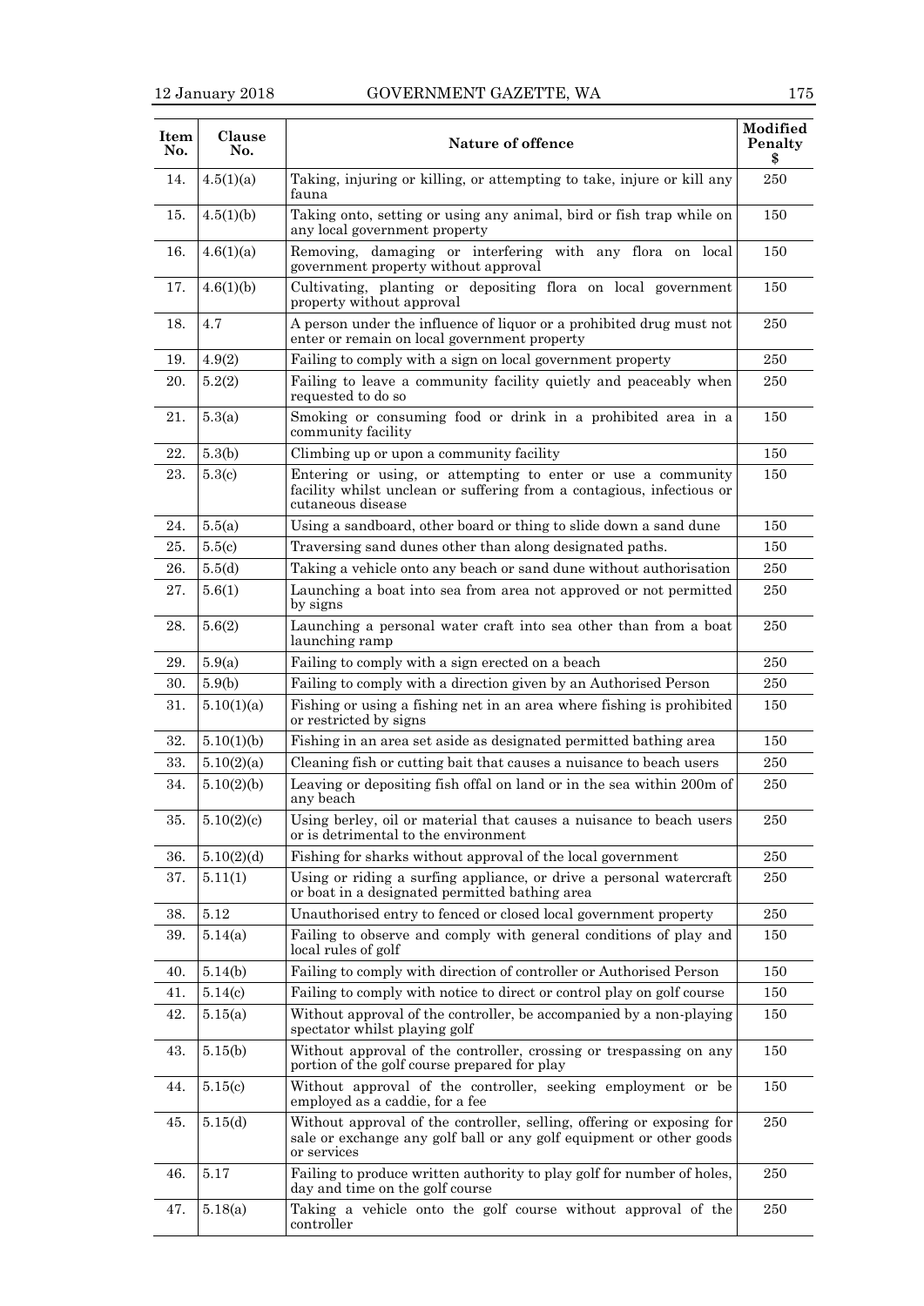| Item No. | Clause No. | Nature of offence | Modified Penalty $ |
|---|---|---|---|
| 14. | 4.5(1)(a) | Taking, injuring or killing, or attempting to take, injure or kill any fauna | 250 |
| 15. | 4.5(1)(b) | Taking onto, setting or using any animal, bird or fish trap while on any local government property | 150 |
| 16. | 4.6(1)(a) | Removing, damaging or interfering with any flora on local government property without approval | 150 |
| 17. | 4.6(1)(b) | Cultivating, planting or depositing flora on local government property without approval | 150 |
| 18. | 4.7 | A person under the influence of liquor or a prohibited drug must not enter or remain on local government property | 250 |
| 19. | 4.9(2) | Failing to comply with a sign on local government property | 250 |
| 20. | 5.2(2) | Failing to leave a community facility quietly and peaceably when requested to do so | 250 |
| 21. | 5.3(a) | Smoking or consuming food or drink in a prohibited area in a community facility | 150 |
| 22. | 5.3(b) | Climbing up or upon a community facility | 150 |
| 23. | 5.3(c) | Entering or using, or attempting to enter or use a community facility whilst unclean or suffering from a contagious, infectious or cutaneous disease | 150 |
| 24. | 5.5(a) | Using a sandboard, other board or thing to slide down a sand dune | 150 |
| 25. | 5.5(c) | Traversing sand dunes other than along designated paths. | 150 |
| 26. | 5.5(d) | Taking a vehicle onto any beach or sand dune without authorisation | 250 |
| 27. | 5.6(1) | Launching a boat into sea from area not approved or not permitted by signs | 250 |
| 28. | 5.6(2) | Launching a personal water craft into sea other than from a boat launching ramp | 250 |
| 29. | 5.9(a) | Failing to comply with a sign erected on a beach | 250 |
| 30. | 5.9(b) | Failing to comply with a direction given by an Authorised Person | 250 |
| 31. | 5.10(1)(a) | Fishing or using a fishing net in an area where fishing is prohibited or restricted by signs | 150 |
| 32. | 5.10(1)(b) | Fishing in an area set aside as designated permitted bathing area | 150 |
| 33. | 5.10(2)(a) | Cleaning fish or cutting bait that causes a nuisance to beach users | 250 |
| 34. | 5.10(2)(b) | Leaving or depositing fish offal on land or in the sea within 200m of any beach | 250 |
| 35. | 5.10(2)(c) | Using berley, oil or material that causes a nuisance to beach users or is detrimental to the environment | 250 |
| 36. | 5.10(2)(d) | Fishing for sharks without approval of the local government | 250 |
| 37. | 5.11(1) | Using or riding a surfing appliance, or drive a personal watercraft or boat in a designated permitted bathing area | 250 |
| 38. | 5.12 | Unauthorised entry to fenced or closed local government property | 250 |
| 39. | 5.14(a) | Failing to observe and comply with general conditions of play and local rules of golf | 150 |
| 40. | 5.14(b) | Failing to comply with direction of controller or Authorised Person | 150 |
| 41. | 5.14(c) | Failing to comply with notice to direct or control play on golf course | 150 |
| 42. | 5.15(a) | Without approval of the controller, be accompanied by a non-playing spectator whilst playing golf | 150 |
| 43. | 5.15(b) | Without approval of the controller, crossing or trespassing on any portion of the golf course prepared for play | 150 |
| 44. | 5.15(c) | Without approval of the controller, seeking employment or be employed as a caddie, for a fee | 150 |
| 45. | 5.15(d) | Without approval of the controller, selling, offering or exposing for sale or exchange any golf ball or any golf equipment or other goods or services | 250 |
| 46. | 5.17 | Failing to produce written authority to play golf for number of holes, day and time on the golf course | 250 |
| 47. | 5.18(a) | Taking a vehicle onto the golf course without approval of the controller | 250 |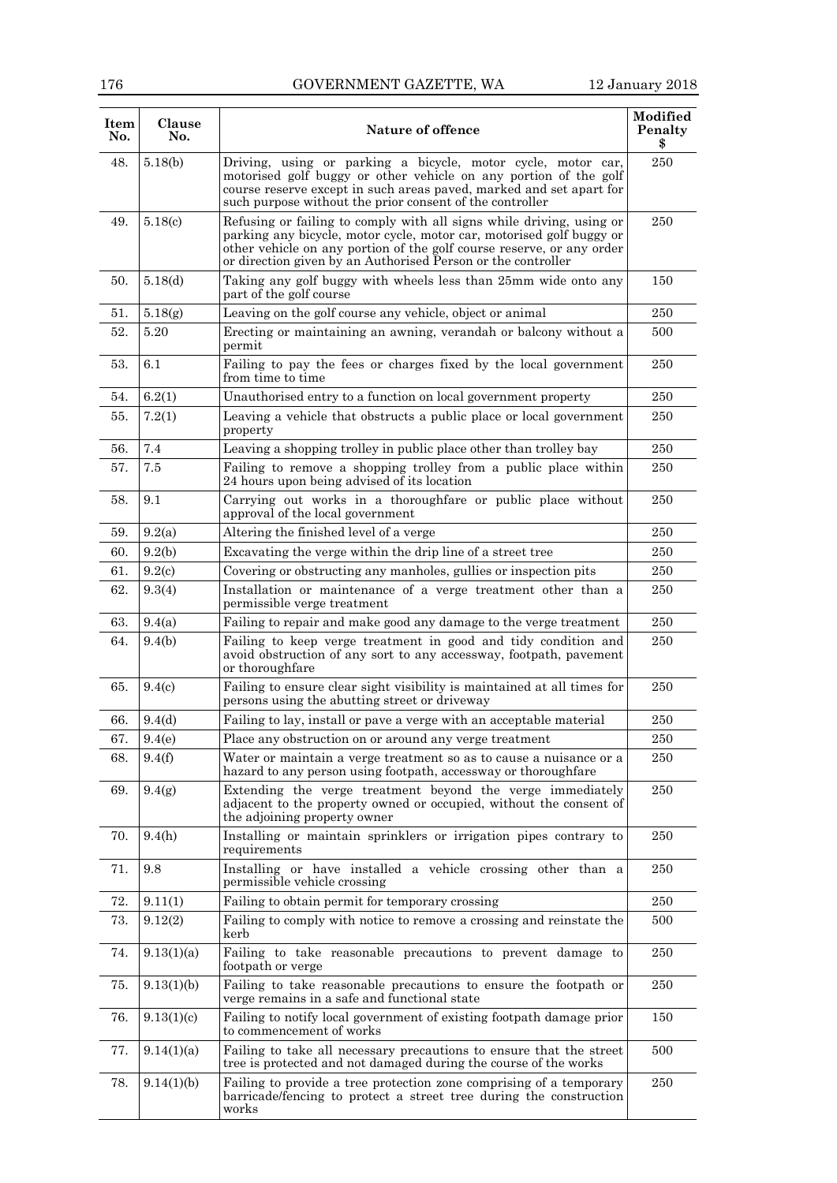| Item No. | Clause No. | Nature of offence | Modified Penalty $ |
|---|---|---|---|
| 48. | 5.18(b) | Driving, using or parking a bicycle, motor cycle, motor car, motorised golf buggy or other vehicle on any portion of the golf course reserve except in such areas paved, marked and set apart for such purpose without the prior consent of the controller | 250 |
| 49. | 5.18(c) | Refusing or failing to comply with all signs while driving, using or parking any bicycle, motor cycle, motor car, motorised golf buggy or other vehicle on any portion of the golf course reserve, or any order or direction given by an Authorised Person or the controller | 250 |
| 50. | 5.18(d) | Taking any golf buggy with wheels less than 25mm wide onto any part of the golf course | 150 |
| 51. | 5.18(g) | Leaving on the golf course any vehicle, object or animal | 250 |
| 52. | 5.20 | Erecting or maintaining an awning, verandah or balcony without a permit | 500 |
| 53. | 6.1 | Failing to pay the fees or charges fixed by the local government from time to time | 250 |
| 54. | 6.2(1) | Unauthorised entry to a function on local government property | 250 |
| 55. | 7.2(1) | Leaving a vehicle that obstructs a public place or local government property | 250 |
| 56. | 7.4 | Leaving a shopping trolley in public place other than trolley bay | 250 |
| 57. | 7.5 | Failing to remove a shopping trolley from a public place within 24 hours upon being advised of its location | 250 |
| 58. | 9.1 | Carrying out works in a thoroughfare or public place without approval of the local government | 250 |
| 59. | 9.2(a) | Altering the finished level of a verge | 250 |
| 60. | 9.2(b) | Excavating the verge within the drip line of a street tree | 250 |
| 61. | 9.2(c) | Covering or obstructing any manholes, gullies or inspection pits | 250 |
| 62. | 9.3(4) | Installation or maintenance of a verge treatment other than a permissible verge treatment | 250 |
| 63. | 9.4(a) | Failing to repair and make good any damage to the verge treatment | 250 |
| 64. | 9.4(b) | Failing to keep verge treatment in good and tidy condition and avoid obstruction of any sort to any accessway, footpath, pavement or thoroughfare | 250 |
| 65. | 9.4(c) | Failing to ensure clear sight visibility is maintained at all times for persons using the abutting street or driveway | 250 |
| 66. | 9.4(d) | Failing to lay, install or pave a verge with an acceptable material | 250 |
| 67. | 9.4(e) | Place any obstruction on or around any verge treatment | 250 |
| 68. | 9.4(f) | Water or maintain a verge treatment so as to cause a nuisance or a hazard to any person using footpath, accessway or thoroughfare | 250 |
| 69. | 9.4(g) | Extending the verge treatment beyond the verge immediately adjacent to the property owned or occupied, without the consent of the adjoining property owner | 250 |
| 70. | 9.4(h) | Installing or maintain sprinklers or irrigation pipes contrary to requirements | 250 |
| 71. | 9.8 | Installing or have installed a vehicle crossing other than a permissible vehicle crossing | 250 |
| 72. | 9.11(1) | Failing to obtain permit for temporary crossing | 250 |
| 73. | 9.12(2) | Failing to comply with notice to remove a crossing and reinstate the kerb | 500 |
| 74. | 9.13(1)(a) | Failing to take reasonable precautions to prevent damage to footpath or verge | 250 |
| 75. | 9.13(1)(b) | Failing to take reasonable precautions to ensure the footpath or verge remains in a safe and functional state | 250 |
| 76. | 9.13(1)(c) | Failing to notify local government of existing footpath damage prior to commencement of works | 150 |
| 77. | 9.14(1)(a) | Failing to take all necessary precautions to ensure that the street tree is protected and not damaged during the course of the works | 500 |
| 78. | 9.14(1)(b) | Failing to provide a tree protection zone comprising of a temporary barricade/fencing to protect a street tree during the construction works | 250 |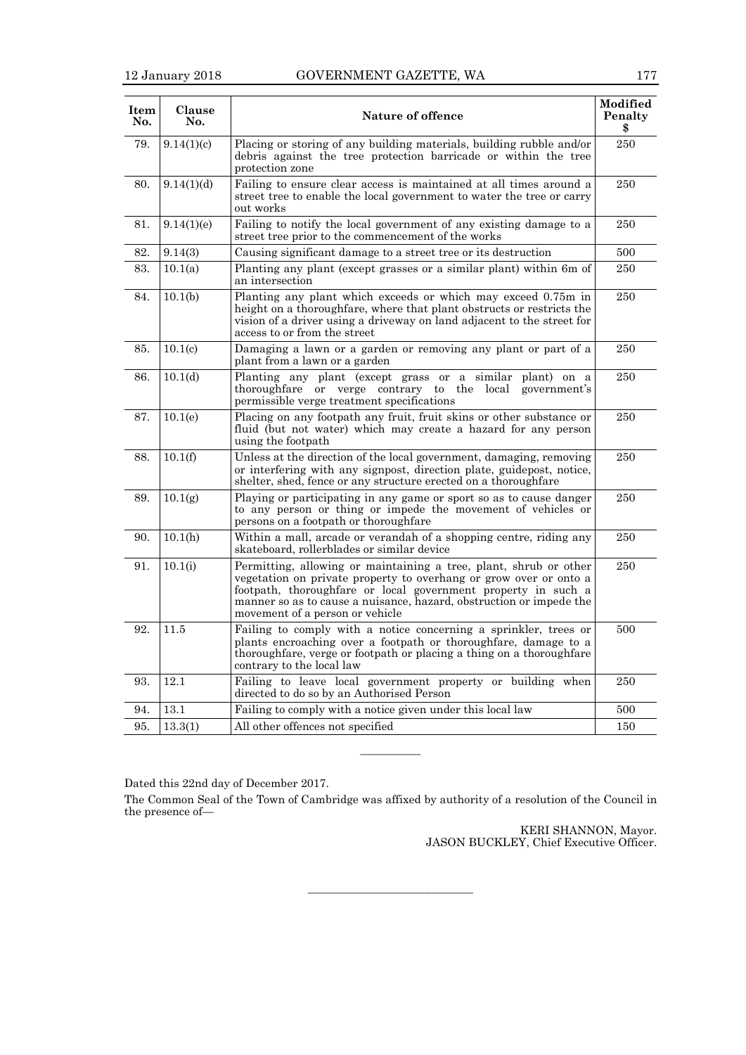| Item No. | Clause No. | Nature of offence | Modified Penalty $ |
|---|---|---|---|
| 79. | 9.14(1)(c) | Placing or storing of any building materials, building rubble and/or debris against the tree protection barricade or within the tree protection zone | 250 |
| 80. | 9.14(1)(d) | Failing to ensure clear access is maintained at all times around a street tree to enable the local government to water the tree or carry out works | 250 |
| 81. | 9.14(1)(e) | Failing to notify the local government of any existing damage to a street tree prior to the commencement of the works | 250 |
| 82. | 9.14(3) | Causing significant damage to a street tree or its destruction | 500 |
| 83. | 10.1(a) | Planting any plant (except grasses or a similar plant) within 6m of an intersection | 250 |
| 84. | 10.1(b) | Planting any plant which exceeds or which may exceed 0.75m in height on a thoroughfare, where that plant obstructs or restricts the vision of a driver using a driveway on land adjacent to the street for access to or from the street | 250 |
| 85. | 10.1(c) | Damaging a lawn or a garden or removing any plant or part of a plant from a lawn or a garden | 250 |
| 86. | 10.1(d) | Planting any plant (except grass or a similar plant) on a thoroughfare or verge contrary to the local government's permissible verge treatment specifications | 250 |
| 87. | 10.1(e) | Placing on any footpath any fruit, fruit skins or other substance or fluid (but not water) which may create a hazard for any person using the footpath | 250 |
| 88. | 10.1(f) | Unless at the direction of the local government, damaging, removing or interfering with any signpost, direction plate, guidepost, notice, shelter, shed, fence or any structure erected on a thoroughfare | 250 |
| 89. | 10.1(g) | Playing or participating in any game or sport so as to cause danger to any person or thing or impede the movement of vehicles or persons on a footpath or thoroughfare | 250 |
| 90. | 10.1(h) | Within a mall, arcade or verandah of a shopping centre, riding any skateboard, rollerblades or similar device | 250 |
| 91. | 10.1(i) | Permitting, allowing or maintaining a tree, plant, shrub or other vegetation on private property to overhang or grow over or onto a footpath, thoroughfare or local government property in such a manner so as to cause a nuisance, hazard, obstruction or impede the movement of a person or vehicle | 250 |
| 92. | 11.5 | Failing to comply with a notice concerning a sprinkler, trees or plants encroaching over a footpath or thoroughfare, damage to a thoroughfare, verge or footpath or placing a thing on a thoroughfare contrary to the local law | 500 |
| 93. | 12.1 | Failing to leave local government property or building when directed to do so by an Authorised Person | 250 |
| 94. | 13.1 | Failing to comply with a notice given under this local law | 500 |
| 95. | 13.3(1) | All other offences not specified | 150 |

———————

Dated this 22nd day of December 2017.

The Common Seal of the Town of Cambridge was affixed by authority of a resolution of the Council in the presence of—

KERI SHANNON, Mayor.
JASON BUCKLEY, Chief Executive Officer.

———————————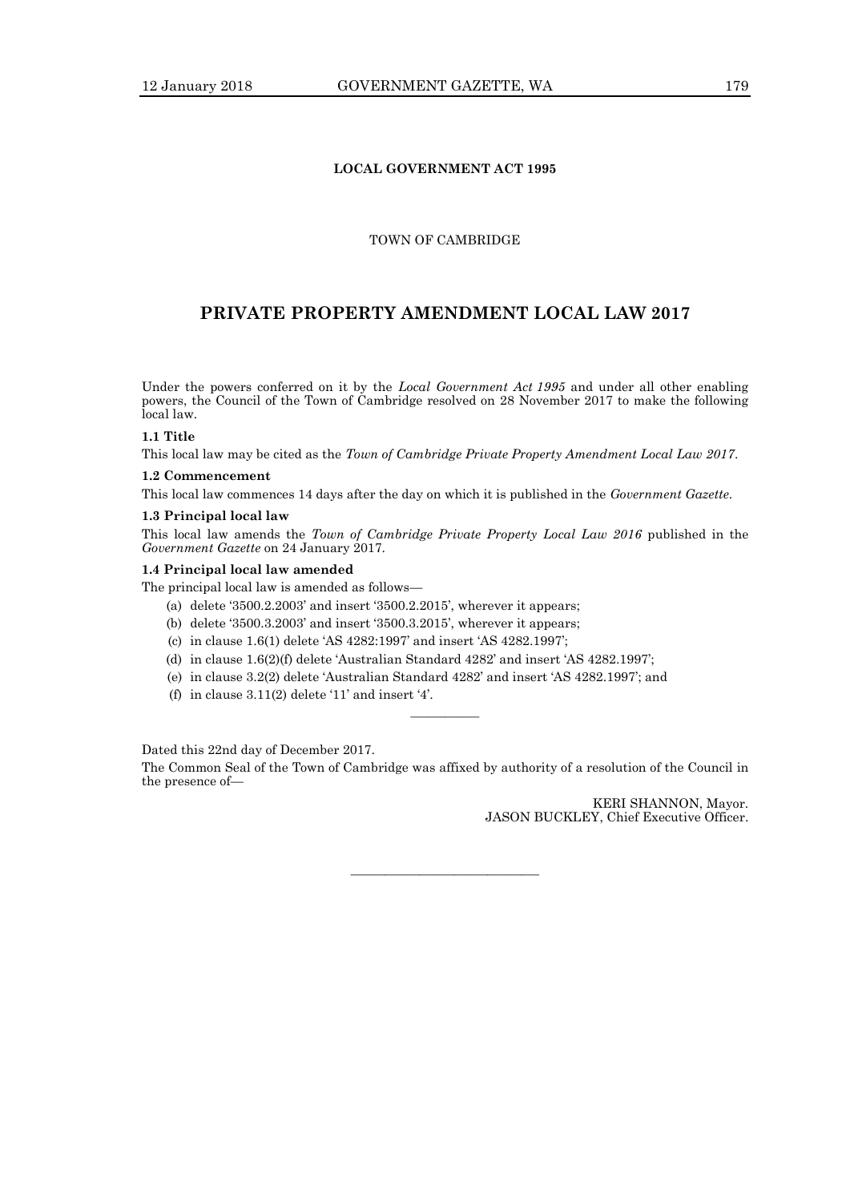**LOCAL GOVERNMENT ACT 1995**

TOWN OF CAMBRIDGE

## PRIVATE PROPERTY AMENDMENT LOCAL LAW 2017

Under the powers conferred on it by the *Local Government Act 1995* and under all other enabling powers, the Council of the Town of Cambridge resolved on 28 November 2017 to make the following local law.

**1.1 Title**

This local law may be cited as the *Town of Cambridge Private Property Amendment Local Law 2017*.

**1.2 Commencement**

This local law commences 14 days after the day on which it is published in the *Government Gazette*.

**1.3 Principal local law**

This local law amends the *Town of Cambridge Private Property Local Law 2016* published in the *Government Gazette* on 24 January 2017.

**1.4 Principal local law amended**

The principal local law is amended as follows—

- (a) delete '3500.2.2003' and insert '3500.2.2015', wherever it appears;
- (b) delete '3500.3.2003' and insert '3500.3.2015', wherever it appears;
- (c) in clause 1.6(1) delete 'AS 4282:1997' and insert 'AS 4282.1997';
- (d) in clause 1.6(2)(f) delete 'Australian Standard 4282' and insert 'AS 4282.1997';
- (e) in clause 3.2(2) delete 'Australian Standard 4282' and insert 'AS 4282.1997'; and
- (f) in clause 3.11(2) delete '11' and insert '4'.

———————

Dated this 22nd day of December 2017.

The Common Seal of the Town of Cambridge was affixed by authority of a resolution of the Council in the presence of—

KERI SHANNON, Mayor.
JASON BUCKLEY, Chief Executive Officer.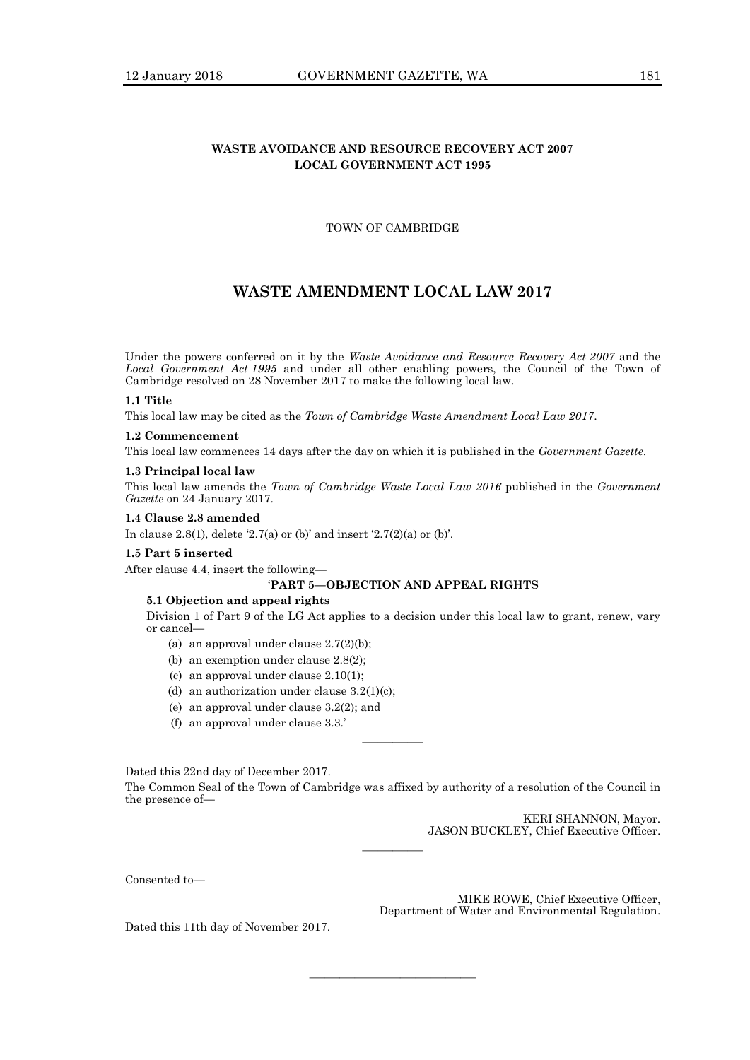**WASTE AVOIDANCE AND RESOURCE RECOVERY ACT 2007**
**LOCAL GOVERNMENT ACT 1995**

TOWN OF CAMBRIDGE

# WASTE AMENDMENT LOCAL LAW 2017

Under the powers conferred on it by the *Waste Avoidance and Resource Recovery Act 2007* and the *Local Government Act 1995* and under all other enabling powers, the Council of the Town of Cambridge resolved on 28 November 2017 to make the following local law.

**1.1 Title**

This local law may be cited as the *Town of Cambridge Waste Amendment Local Law 2017*.

**1.2 Commencement**

This local law commences 14 days after the day on which it is published in the *Government Gazette*.

**1.3 Principal local law**

This local law amends the *Town of Cambridge Waste Local Law 2016* published in the *Government Gazette* on 24 January 2017.

**1.4 Clause 2.8 amended**

In clause 2.8(1), delete '2.7(a) or (b)' and insert '2.7(2)(a) or (b)'.

**1.5 Part 5 inserted**

After clause 4.4, insert the following—

'**PART 5—OBJECTION AND APPEAL RIGHTS**

**5.1 Objection and appeal rights**

Division 1 of Part 9 of the LG Act applies to a decision under this local law to grant, renew, vary or cancel—

(a) an approval under clause 2.7(2)(b);

(b) an exemption under clause 2.8(2);

(c) an approval under clause 2.10(1);

(d) an authorization under clause 3.2(1)(c);

(e) an approval under clause 3.2(2); and

(f) an approval under clause 3.3.'

---

Dated this 22nd day of December 2017.

The Common Seal of the Town of Cambridge was affixed by authority of a resolution of the Council in the presence of—

KERI SHANNON, Mayor.
JASON BUCKLEY, Chief Executive Officer.

---

Consented to—

MIKE ROWE, Chief Executive Officer,
Department of Water and Environmental Regulation.

Dated this 11th day of November 2017.

---